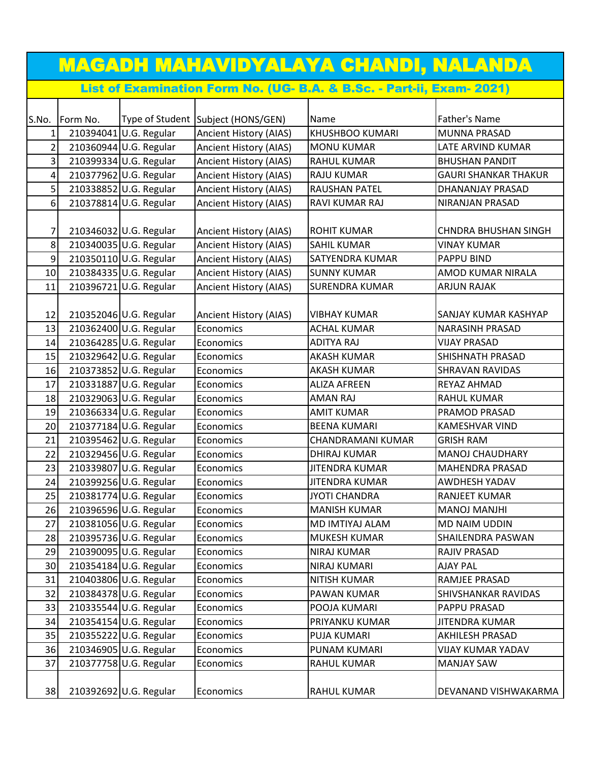# MAGADH MAHAVIDYALAYA CHANDI, NALANDA

## List of Examination Form No. (UG- B.A. & B.Sc. - Part-ii, Exam- 2021)

| S.No. | Form No. | Type of Student | Subject (HONS/GEN) | Name | Father's Name |
|---|---|---|---|---|---|
| 1 | 210394041 | U.G. Regular | Ancient History (AIAS) | KHUSHBOO KUMARI | MUNNA PRASAD |
| 2 | 210360944 | U.G. Regular | Ancient History (AIAS) | MONU KUMAR | LATE ARVIND KUMAR |
| 3 | 210399334 | U.G. Regular | Ancient History (AIAS) | RAHUL KUMAR | BHUSHAN PANDIT |
| 4 | 210377962 | U.G. Regular | Ancient History (AIAS) | RAJU KUMAR | GAURI SHANKAR THAKUR |
| 5 | 210338852 | U.G. Regular | Ancient History (AIAS) | RAUSHAN PATEL | DHANANJAY PRASAD |
| 6 | 210378814 | U.G. Regular | Ancient History (AIAS) | RAVI KUMAR RAJ | NIRANJAN PRASAD |
| 7 | 210346032 | U.G. Regular | Ancient History (AIAS) | ROHIT KUMAR | CHNDRA BHUSHAN SINGH |
| 8 | 210340035 | U.G. Regular | Ancient History (AIAS) | SAHIL KUMAR | VINAY KUMAR |
| 9 | 210350110 | U.G. Regular | Ancient History (AIAS) | SATYENDRA KUMAR | PAPPU BIND |
| 10 | 210384335 | U.G. Regular | Ancient History (AIAS) | SUNNY KUMAR | AMOD KUMAR NIRALA |
| 11 | 210396721 | U.G. Regular | Ancient History (AIAS) | SURENDRA KUMAR | ARJUN RAJAK |
| 12 | 210352046 | U.G. Regular | Ancient History (AIAS) | VIBHAY KUMAR | SANJAY KUMAR KASHYAP |
| 13 | 210362400 | U.G. Regular | Economics | ACHAL KUMAR | NARASINH PRASAD |
| 14 | 210364285 | U.G. Regular | Economics | ADITYA RAJ | VIJAY PRASAD |
| 15 | 210329642 | U.G. Regular | Economics | AKASH KUMAR | SHISHNATH PRASAD |
| 16 | 210373852 | U.G. Regular | Economics | AKASH KUMAR | SHRAVAN RAVIDAS |
| 17 | 210331887 | U.G. Regular | Economics | ALIZA AFREEN | REYAZ AHMAD |
| 18 | 210329063 | U.G. Regular | Economics | AMAN RAJ | RAHUL KUMAR |
| 19 | 210366334 | U.G. Regular | Economics | AMIT KUMAR | PRAMOD PRASAD |
| 20 | 210377184 | U.G. Regular | Economics | BEENA KUMARI | KAMESHVAR VIND |
| 21 | 210395462 | U.G. Regular | Economics | CHANDRAMANI KUMAR | GRISH RAM |
| 22 | 210329456 | U.G. Regular | Economics | DHIRAJ KUMAR | MANOJ CHAUDHARY |
| 23 | 210339807 | U.G. Regular | Economics | JITENDRA KUMAR | MAHENDRA PRASAD |
| 24 | 210399256 | U.G. Regular | Economics | JITENDRA KUMAR | AWDHESH YADAV |
| 25 | 210381774 | U.G. Regular | Economics | JYOTI CHANDRA | RANJEET KUMAR |
| 26 | 210396596 | U.G. Regular | Economics | MANISH KUMAR | MANOJ MANJHI |
| 27 | 210381056 | U.G. Regular | Economics | MD IMTIYAJ ALAM | MD NAIM UDDIN |
| 28 | 210395736 | U.G. Regular | Economics | MUKESH KUMAR | SHAILENDRA PASWAN |
| 29 | 210390095 | U.G. Regular | Economics | NIRAJ KUMAR | RAJIV PRASAD |
| 30 | 210354184 | U.G. Regular | Economics | NIRAJ KUMARI | AJAY PAL |
| 31 | 210403806 | U.G. Regular | Economics | NITISH KUMAR | RAMJEE PRASAD |
| 32 | 210384378 | U.G. Regular | Economics | PAWAN KUMAR | SHIVSHANKAR RAVIDAS |
| 33 | 210335544 | U.G. Regular | Economics | POOJA KUMARI | PAPPU PRASAD |
| 34 | 210354154 | U.G. Regular | Economics | PRIYANKU KUMAR | JITENDRA KUMAR |
| 35 | 210355222 | U.G. Regular | Economics | PUJA KUMARI | AKHILESH PRASAD |
| 36 | 210346905 | U.G. Regular | Economics | PUNAM KUMARI | VIJAY KUMAR YADAV |
| 37 | 210377758 | U.G. Regular | Economics | RAHUL KUMAR | MANJAY SAW |
| 38 | 210392692 | U.G. Regular | Economics | RAHUL KUMAR | DEVANAND VISHWAKARMA |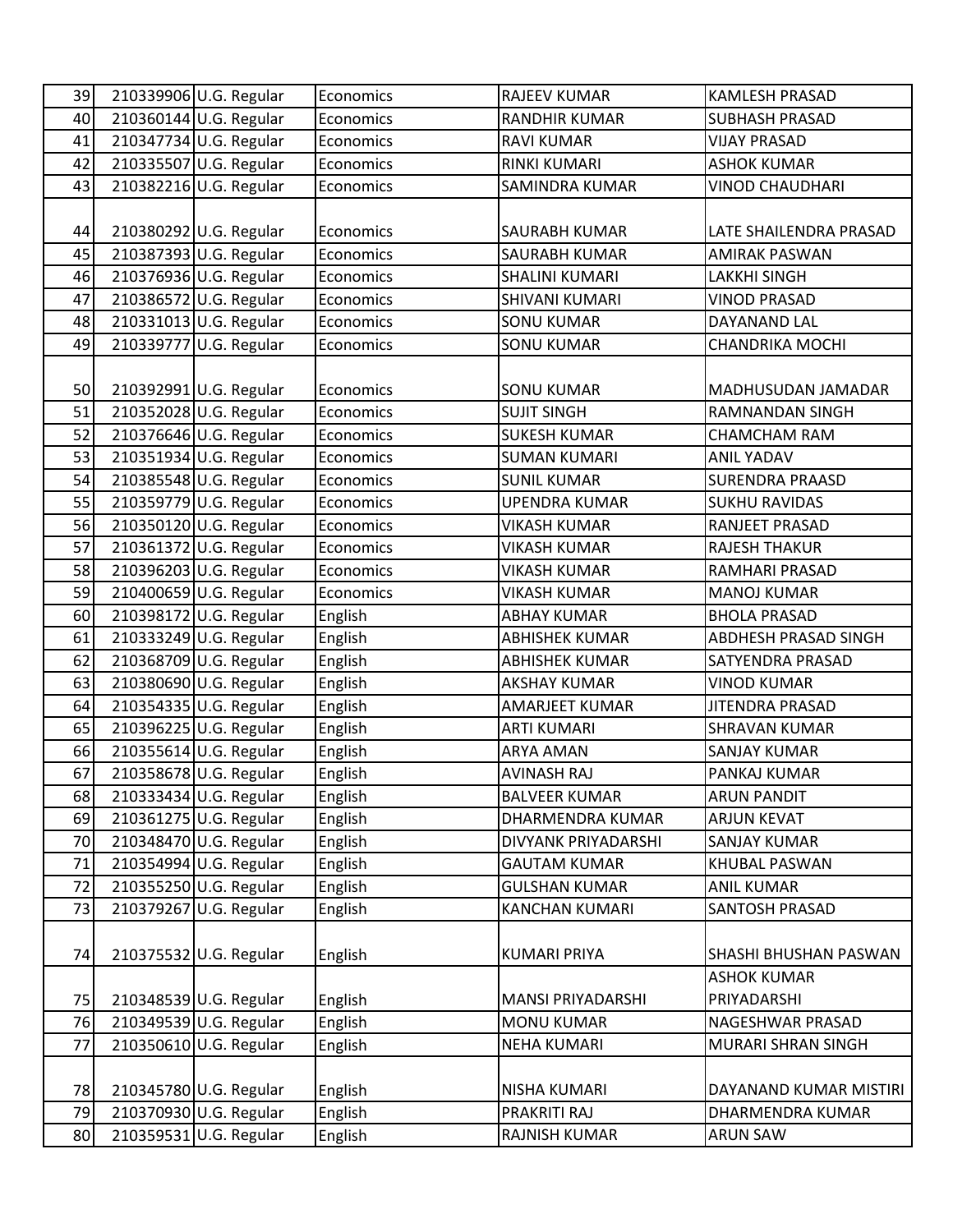| | | | | | |
|---|---|---|---|---|---|
| 39 | 210339906 | U.G. Regular | Economics | RAJEEV KUMAR | KAMLESH PRASAD |
| 40 | 210360144 | U.G. Regular | Economics | RANDHIR KUMAR | SUBHASH PRASAD |
| 41 | 210347734 | U.G. Regular | Economics | RAVI KUMAR | VIJAY PRASAD |
| 42 | 210335507 | U.G. Regular | Economics | RINKI KUMARI | ASHOK KUMAR |
| 43 | 210382216 | U.G. Regular | Economics | SAMINDRA KUMAR | VINOD CHAUDHARI |
| 44 | 210380292 | U.G. Regular | Economics | SAURABH KUMAR | LATE SHAILENDRA PRASAD |
| 45 | 210387393 | U.G. Regular | Economics | SAURABH KUMAR | AMIRAK PASWAN |
| 46 | 210376936 | U.G. Regular | Economics | SHALINI KUMARI | LAKKHI SINGH |
| 47 | 210386572 | U.G. Regular | Economics | SHIVANI KUMARI | VINOD PRASAD |
| 48 | 210331013 | U.G. Regular | Economics | SONU KUMAR | DAYANAND LAL |
| 49 | 210339777 | U.G. Regular | Economics | SONU KUMAR | CHANDRIKA MOCHI |
| 50 | 210392991 | U.G. Regular | Economics | SONU KUMAR | MADHUSUDAN JAMADAR |
| 51 | 210352028 | U.G. Regular | Economics | SUJIT SINGH | RAMNANDAN SINGH |
| 52 | 210376646 | U.G. Regular | Economics | SUKESH KUMAR | CHAMCHAM RAM |
| 53 | 210351934 | U.G. Regular | Economics | SUMAN KUMARI | ANIL YADAV |
| 54 | 210385548 | U.G. Regular | Economics | SUNIL KUMAR | SURENDRA PRAASD |
| 55 | 210359779 | U.G. Regular | Economics | UPENDRA KUMAR | SUKHU RAVIDAS |
| 56 | 210350120 | U.G. Regular | Economics | VIKASH KUMAR | RANJEET PRASAD |
| 57 | 210361372 | U.G. Regular | Economics | VIKASH KUMAR | RAJESH THAKUR |
| 58 | 210396203 | U.G. Regular | Economics | VIKASH KUMAR | RAMHARI PRASAD |
| 59 | 210400659 | U.G. Regular | Economics | VIKASH KUMAR | MANOJ KUMAR |
| 60 | 210398172 | U.G. Regular | English | ABHAY KUMAR | BHOLA PRASAD |
| 61 | 210333249 | U.G. Regular | English | ABHISHEK KUMAR | ABDHESH PRASAD SINGH |
| 62 | 210368709 | U.G. Regular | English | ABHISHEK KUMAR | SATYENDRA PRASAD |
| 63 | 210380690 | U.G. Regular | English | AKSHAY KUMAR | VINOD KUMAR |
| 64 | 210354335 | U.G. Regular | English | AMARJEET KUMAR | JITENDRA PRASAD |
| 65 | 210396225 | U.G. Regular | English | ARTI KUMARI | SHRAVAN KUMAR |
| 66 | 210355614 | U.G. Regular | English | ARYA AMAN | SANJAY KUMAR |
| 67 | 210358678 | U.G. Regular | English | AVINASH RAJ | PANKAJ KUMAR |
| 68 | 210333434 | U.G. Regular | English | BALVEER KUMAR | ARUN PANDIT |
| 69 | 210361275 | U.G. Regular | English | DHARMENDRA KUMAR | ARJUN KEVAT |
| 70 | 210348470 | U.G. Regular | English | DIVYANK PRIYADARSHI | SANJAY KUMAR |
| 71 | 210354994 | U.G. Regular | English | GAUTAM KUMAR | KHUBAL PASWAN |
| 72 | 210355250 | U.G. Regular | English | GULSHAN KUMAR | ANIL KUMAR |
| 73 | 210379267 | U.G. Regular | English | KANCHAN KUMARI | SANTOSH PRASAD |
| 74 | 210375532 | U.G. Regular | English | KUMARI PRIYA | SHASHI BHUSHAN PASWAN |
| 75 | 210348539 | U.G. Regular | English | MANSI PRIYADARSHI | ASHOK KUMAR PRIYADARSHI |
| 76 | 210349539 | U.G. Regular | English | MONU KUMAR | NAGESHWAR PRASAD |
| 77 | 210350610 | U.G. Regular | English | NEHA KUMARI | MURARI SHRAN SINGH |
| 78 | 210345780 | U.G. Regular | English | NISHA KUMARI | DAYANAND KUMAR MISTIRI |
| 79 | 210370930 | U.G. Regular | English | PRAKRITI RAJ | DHARMENDRA KUMAR |
| 80 | 210359531 | U.G. Regular | English | RAJNISH KUMAR | ARUN SAW |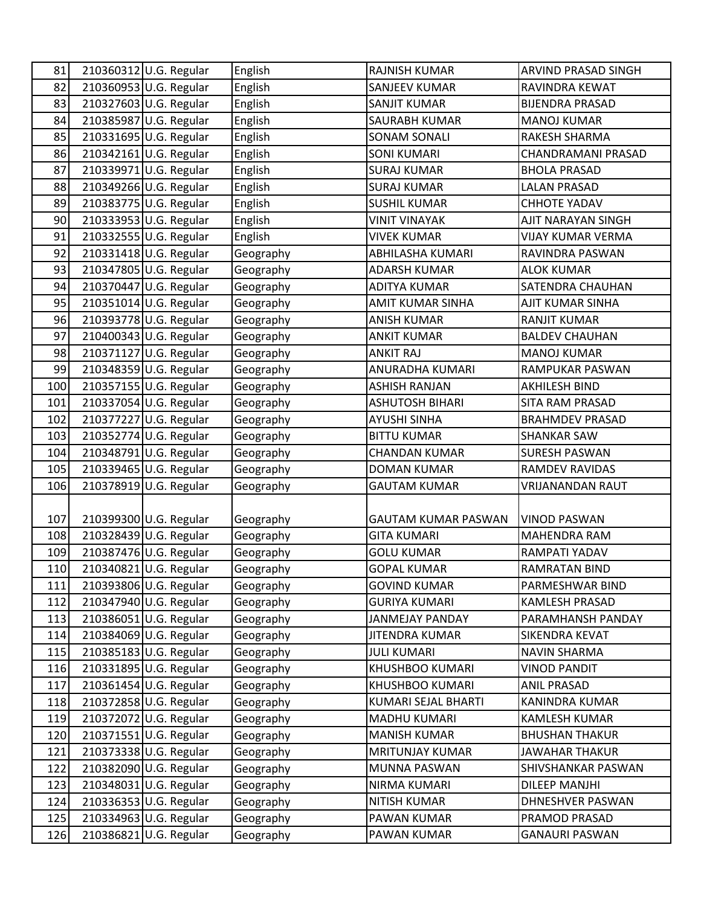| | | | | | |
|---|---|---|---|---|---|
| 81 | 210360312 | U.G. Regular | English | RAJNISH KUMAR | ARVIND PRASAD SINGH |
| 82 | 210360953 | U.G. Regular | English | SANJEEV KUMAR | RAVINDRA KEWAT |
| 83 | 210327603 | U.G. Regular | English | SANJIT KUMAR | BIJENDRA PRASAD |
| 84 | 210385987 | U.G. Regular | English | SAURABH KUMAR | MANOJ KUMAR |
| 85 | 210331695 | U.G. Regular | English | SONAM SONALI | RAKESH SHARMA |
| 86 | 210342161 | U.G. Regular | English | SONI KUMARI | CHANDRAMANI PRASAD |
| 87 | 210339971 | U.G. Regular | English | SURAJ KUMAR | BHOLA PRASAD |
| 88 | 210349266 | U.G. Regular | English | SURAJ KUMAR | LALAN PRASAD |
| 89 | 210383775 | U.G. Regular | English | SUSHIL KUMAR | CHHOTE YADAV |
| 90 | 210333953 | U.G. Regular | English | VINIT VINAYAK | AJIT NARAYAN SINGH |
| 91 | 210332555 | U.G. Regular | English | VIVEK KUMAR | VIJAY KUMAR VERMA |
| 92 | 210331418 | U.G. Regular | Geography | ABHILASHA KUMARI | RAVINDRA PASWAN |
| 93 | 210347805 | U.G. Regular | Geography | ADARSH KUMAR | ALOK KUMAR |
| 94 | 210370447 | U.G. Regular | Geography | ADITYA KUMAR | SATENDRA CHAUHAN |
| 95 | 210351014 | U.G. Regular | Geography | AMIT KUMAR SINHA | AJIT KUMAR SINHA |
| 96 | 210393778 | U.G. Regular | Geography | ANISH KUMAR | RANJIT KUMAR |
| 97 | 210400343 | U.G. Regular | Geography | ANKIT KUMAR | BALDEV CHAUHAN |
| 98 | 210371127 | U.G. Regular | Geography | ANKIT RAJ | MANOJ KUMAR |
| 99 | 210348359 | U.G. Regular | Geography | ANURADHA KUMARI | RAMPUKAR PASWAN |
| 100 | 210357155 | U.G. Regular | Geography | ASHISH RANJAN | AKHILESH BIND |
| 101 | 210337054 | U.G. Regular | Geography | ASHUTOSH BIHARI | SITA RAM PRASAD |
| 102 | 210377227 | U.G. Regular | Geography | AYUSHI SINHA | BRAHMDEV PRASAD |
| 103 | 210352774 | U.G. Regular | Geography | BITTU KUMAR | SHANKAR SAW |
| 104 | 210348791 | U.G. Regular | Geography | CHANDAN KUMAR | SURESH PASWAN |
| 105 | 210339465 | U.G. Regular | Geography | DOMAN KUMAR | RAMDEV RAVIDAS |
| 106 | 210378919 | U.G. Regular | Geography | GAUTAM KUMAR | VRIJANANDAN RAUT |
| 107 | 210399300 | U.G. Regular | Geography | GAUTAM KUMAR PASWAN | VINOD PASWAN |
| 108 | 210328439 | U.G. Regular | Geography | GITA KUMARI | MAHENDRA RAM |
| 109 | 210387476 | U.G. Regular | Geography | GOLU KUMAR | RAMPATI YADAV |
| 110 | 210340821 | U.G. Regular | Geography | GOPAL KUMAR | RAMRATAN BIND |
| 111 | 210393806 | U.G. Regular | Geography | GOVIND KUMAR | PARMESHWAR BIND |
| 112 | 210347940 | U.G. Regular | Geography | GURIYA KUMARI | KAMLESH PRASAD |
| 113 | 210386051 | U.G. Regular | Geography | JANMEJAY PANDAY | PARAMHANSH PANDAY |
| 114 | 210384069 | U.G. Regular | Geography | JITENDRA KUMAR | SIKENDRA KEVAT |
| 115 | 210385183 | U.G. Regular | Geography | JULI KUMARI | NAVIN SHARMA |
| 116 | 210331895 | U.G. Regular | Geography | KHUSHBOO KUMARI | VINOD PANDIT |
| 117 | 210361454 | U.G. Regular | Geography | KHUSHBOO KUMARI | ANIL PRASAD |
| 118 | 210372858 | U.G. Regular | Geography | KUMARI SEJAL BHARTI | KANINDRA KUMAR |
| 119 | 210372072 | U.G. Regular | Geography | MADHU KUMARI | KAMLESH KUMAR |
| 120 | 210371551 | U.G. Regular | Geography | MANISH KUMAR | BHUSHAN THAKUR |
| 121 | 210373338 | U.G. Regular | Geography | MRITUNJAY KUMAR | JAWAHAR THAKUR |
| 122 | 210382090 | U.G. Regular | Geography | MUNNA PASWAN | SHIVSHANKAR PASWAN |
| 123 | 210348031 | U.G. Regular | Geography | NIRMA KUMARI | DILEEP MANJHI |
| 124 | 210336353 | U.G. Regular | Geography | NITISH KUMAR | DHNESHVER PASWAN |
| 125 | 210334963 | U.G. Regular | Geography | PAWAN KUMAR | PRAMOD PRASAD |
| 126 | 210386821 | U.G. Regular | Geography | PAWAN KUMAR | GANAURI PASWAN |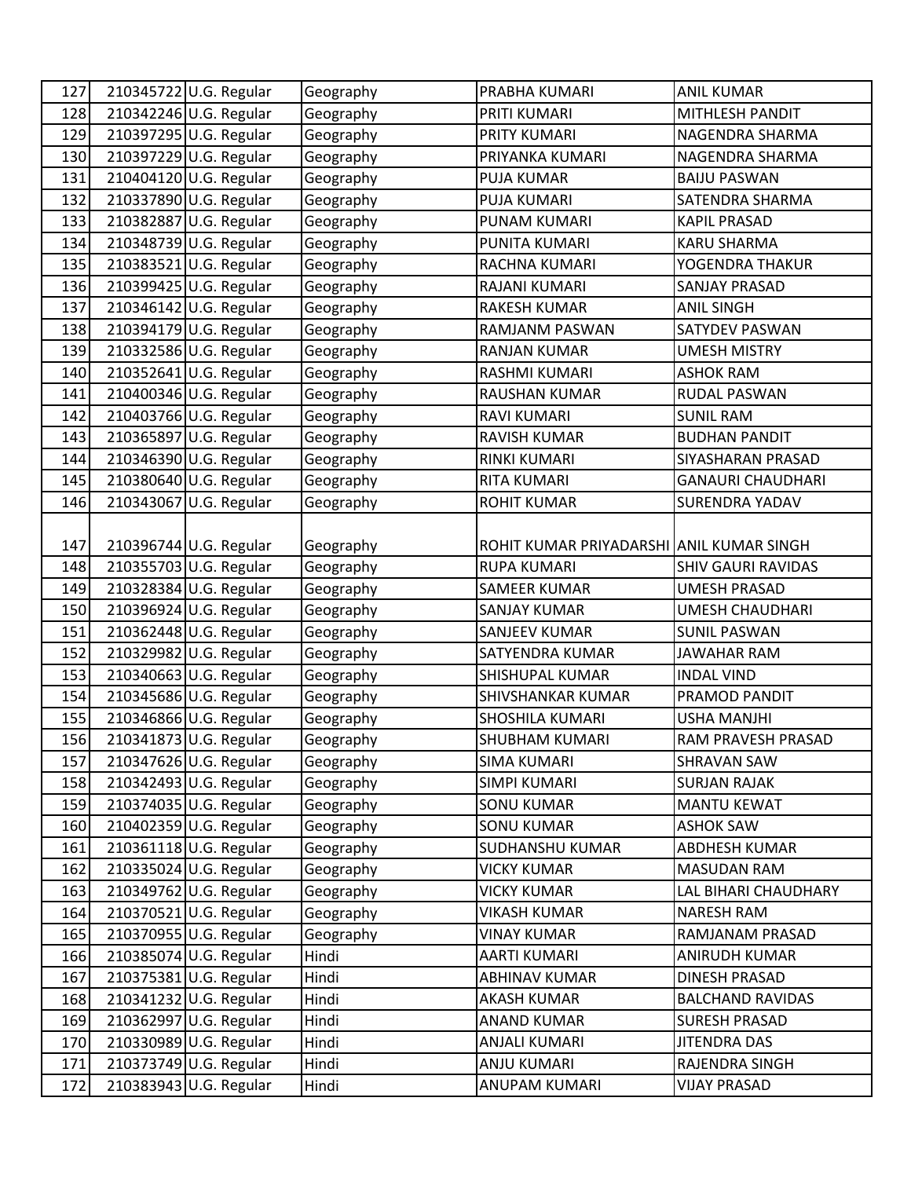| | | | | | |
|---|---|---|---|---|---|
| 127 | 210345722 | U.G. Regular | Geography | PRABHA KUMARI | ANIL KUMAR |
| 128 | 210342246 | U.G. Regular | Geography | PRITI KUMARI | MITHLESH PANDIT |
| 129 | 210397295 | U.G. Regular | Geography | PRITY KUMARI | NAGENDRA SHARMA |
| 130 | 210397229 | U.G. Regular | Geography | PRIYANKA KUMARI | NAGENDRA SHARMA |
| 131 | 210404120 | U.G. Regular | Geography | PUJA KUMAR | BAIJU PASWAN |
| 132 | 210337890 | U.G. Regular | Geography | PUJA KUMARI | SATENDRA SHARMA |
| 133 | 210382887 | U.G. Regular | Geography | PUNAM KUMARI | KAPIL PRASAD |
| 134 | 210348739 | U.G. Regular | Geography | PUNITA KUMARI | KARU SHARMA |
| 135 | 210383521 | U.G. Regular | Geography | RACHNA KUMARI | YOGENDRA THAKUR |
| 136 | 210399425 | U.G. Regular | Geography | RAJANI KUMARI | SANJAY PRASAD |
| 137 | 210346142 | U.G. Regular | Geography | RAKESH KUMAR | ANIL SINGH |
| 138 | 210394179 | U.G. Regular | Geography | RAMJANM PASWAN | SATYDEV PASWAN |
| 139 | 210332586 | U.G. Regular | Geography | RANJAN KUMAR | UMESH MISTRY |
| 140 | 210352641 | U.G. Regular | Geography | RASHMI KUMARI | ASHOK RAM |
| 141 | 210400346 | U.G. Regular | Geography | RAUSHAN KUMAR | RUDAL PASWAN |
| 142 | 210403766 | U.G. Regular | Geography | RAVI KUMARI | SUNIL RAM |
| 143 | 210365897 | U.G. Regular | Geography | RAVISH KUMAR | BUDHAN PANDIT |
| 144 | 210346390 | U.G. Regular | Geography | RINKI KUMARI | SIYASHARAN PRASAD |
| 145 | 210380640 | U.G. Regular | Geography | RITA KUMARI | GANAURI CHAUDHARI |
| 146 | 210343067 | U.G. Regular | Geography | ROHIT KUMAR | SURENDRA YADAV |
| 147 | 210396744 | U.G. Regular | Geography | ROHIT KUMAR PRIYADARSHI | ANIL KUMAR SINGH |
| 148 | 210355703 | U.G. Regular | Geography | RUPA KUMARI | SHIV GAURI RAVIDAS |
| 149 | 210328384 | U.G. Regular | Geography | SAMEER KUMAR | UMESH PRASAD |
| 150 | 210396924 | U.G. Regular | Geography | SANJAY KUMAR | UMESH CHAUDHARI |
| 151 | 210362448 | U.G. Regular | Geography | SANJEEV KUMAR | SUNIL PASWAN |
| 152 | 210329982 | U.G. Regular | Geography | SATYENDRA KUMAR | JAWAHAR RAM |
| 153 | 210340663 | U.G. Regular | Geography | SHISHUPAL KUMAR | INDAL VIND |
| 154 | 210345686 | U.G. Regular | Geography | SHIVSHANKAR KUMAR | PRAMOD PANDIT |
| 155 | 210346866 | U.G. Regular | Geography | SHOSHILA KUMARI | USHA MANJHI |
| 156 | 210341873 | U.G. Regular | Geography | SHUBHAM KUMARI | RAM PRAVESH PRASAD |
| 157 | 210347626 | U.G. Regular | Geography | SIMA KUMARI | SHRAVAN SAW |
| 158 | 210342493 | U.G. Regular | Geography | SIMPI KUMARI | SURJAN RAJAK |
| 159 | 210374035 | U.G. Regular | Geography | SONU KUMAR | MANTU KEWAT |
| 160 | 210402359 | U.G. Regular | Geography | SONU KUMAR | ASHOK SAW |
| 161 | 210361118 | U.G. Regular | Geography | SUDHANSHU KUMAR | ABDHESH KUMAR |
| 162 | 210335024 | U.G. Regular | Geography | VICKY KUMAR | MASUDAN RAM |
| 163 | 210349762 | U.G. Regular | Geography | VICKY KUMAR | LAL BIHARI CHAUDHARY |
| 164 | 210370521 | U.G. Regular | Geography | VIKASH KUMAR | NARESH RAM |
| 165 | 210370955 | U.G. Regular | Geography | VINAY KUMAR | RAMJANAM PRASAD |
| 166 | 210385074 | U.G. Regular | Hindi | AARTI KUMARI | ANIRUDH KUMAR |
| 167 | 210375381 | U.G. Regular | Hindi | ABHINAV KUMAR | DINESH PRASAD |
| 168 | 210341232 | U.G. Regular | Hindi | AKASH KUMAR | BALCHAND RAVIDAS |
| 169 | 210362997 | U.G. Regular | Hindi | ANAND KUMAR | SURESH PRASAD |
| 170 | 210330989 | U.G. Regular | Hindi | ANJALI KUMARI | JITENDRA DAS |
| 171 | 210373749 | U.G. Regular | Hindi | ANJU KUMARI | RAJENDRA SINGH |
| 172 | 210383943 | U.G. Regular | Hindi | ANUPAM KUMARI | VIJAY PRASAD |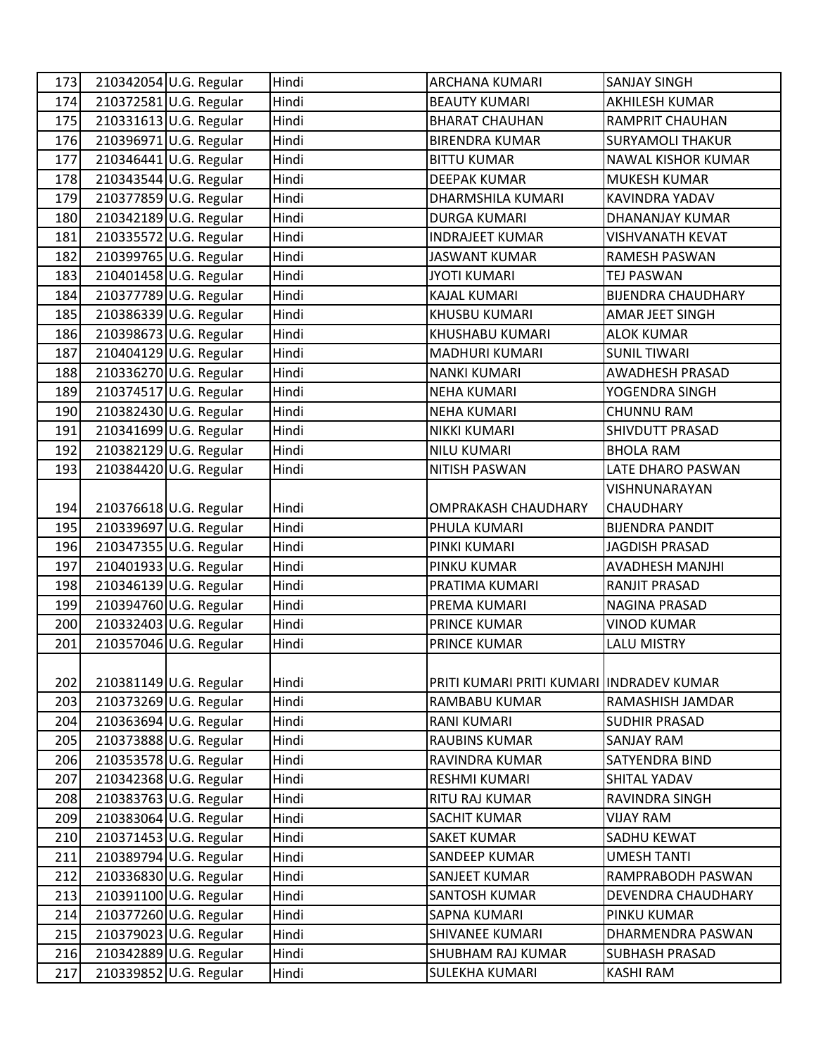| | | | | | |
|---|---|---|---|---|---|
| 173 | 210342054 | U.G. Regular | Hindi | ARCHANA KUMARI | SANJAY SINGH |
| 174 | 210372581 | U.G. Regular | Hindi | BEAUTY KUMARI | AKHILESH KUMAR |
| 175 | 210331613 | U.G. Regular | Hindi | BHARAT CHAUHAN | RAMPRIT CHAUHAN |
| 176 | 210396971 | U.G. Regular | Hindi | BIRENDRA KUMAR | SURYAMOLI THAKUR |
| 177 | 210346441 | U.G. Regular | Hindi | BITTU KUMAR | NAWAL KISHOR KUMAR |
| 178 | 210343544 | U.G. Regular | Hindi | DEEPAK KUMAR | MUKESH KUMAR |
| 179 | 210377859 | U.G. Regular | Hindi | DHARMSHILA KUMARI | KAVINDRA YADAV |
| 180 | 210342189 | U.G. Regular | Hindi | DURGA KUMARI | DHANANJAY KUMAR |
| 181 | 210335572 | U.G. Regular | Hindi | INDRAJEET KUMAR | VISHVANATH KEVAT |
| 182 | 210399765 | U.G. Regular | Hindi | JASWANT KUMAR | RAMESH PASWAN |
| 183 | 210401458 | U.G. Regular | Hindi | JYOTI KUMARI | TEJ PASWAN |
| 184 | 210377789 | U.G. Regular | Hindi | KAJAL KUMARI | BIJENDRA CHAUDHARY |
| 185 | 210386339 | U.G. Regular | Hindi | KHUSBU KUMARI | AMAR JEET SINGH |
| 186 | 210398673 | U.G. Regular | Hindi | KHUSHABU KUMARI | ALOK KUMAR |
| 187 | 210404129 | U.G. Regular | Hindi | MADHURI KUMARI | SUNIL TIWARI |
| 188 | 210336270 | U.G. Regular | Hindi | NANKI KUMARI | AWADHESH PRASAD |
| 189 | 210374517 | U.G. Regular | Hindi | NEHA KUMARI | YOGENDRA SINGH |
| 190 | 210382430 | U.G. Regular | Hindi | NEHA KUMARI | CHUNNU RAM |
| 191 | 210341699 | U.G. Regular | Hindi | NIKKI KUMARI | SHIVDUTT PRASAD |
| 192 | 210382129 | U.G. Regular | Hindi | NILU KUMARI | BHOLA RAM |
| 193 | 210384420 | U.G. Regular | Hindi | NITISH PASWAN | LATE DHARO PASWAN |
| 194 | 210376618 | U.G. Regular | Hindi | OMPRAKASH CHAUDHARY | VISHNUNARAYAN CHAUDHARY |
| 195 | 210339697 | U.G. Regular | Hindi | PHULA KUMARI | BIJENDRA PANDIT |
| 196 | 210347355 | U.G. Regular | Hindi | PINKI KUMARI | JAGDISH PRASAD |
| 197 | 210401933 | U.G. Regular | Hindi | PINKU KUMAR | AVADHESH MANJHI |
| 198 | 210346139 | U.G. Regular | Hindi | PRATIMA KUMARI | RANJIT PRASAD |
| 199 | 210394760 | U.G. Regular | Hindi | PREMA KUMARI | NAGINA PRASAD |
| 200 | 210332403 | U.G. Regular | Hindi | PRINCE KUMAR | VINOD KUMAR |
| 201 | 210357046 | U.G. Regular | Hindi | PRINCE KUMAR | LALU MISTRY |
| 202 | 210381149 | U.G. Regular | Hindi | PRITI KUMARI PRITI KUMARI | INDRADEV KUMAR |
| 203 | 210373269 | U.G. Regular | Hindi | RAMBABU KUMAR | RAMASHISH JAMDAR |
| 204 | 210363694 | U.G. Regular | Hindi | RANI KUMARI | SUDHIR PRASAD |
| 205 | 210373888 | U.G. Regular | Hindi | RAUBINS KUMAR | SANJAY RAM |
| 206 | 210353578 | U.G. Regular | Hindi | RAVINDRA KUMAR | SATYENDRA BIND |
| 207 | 210342368 | U.G. Regular | Hindi | RESHMI KUMARI | SHITAL YADAV |
| 208 | 210383763 | U.G. Regular | Hindi | RITU RAJ KUMAR | RAVINDRA SINGH |
| 209 | 210383064 | U.G. Regular | Hindi | SACHIT KUMAR | VIJAY RAM |
| 210 | 210371453 | U.G. Regular | Hindi | SAKET KUMAR | SADHU KEWAT |
| 211 | 210389794 | U.G. Regular | Hindi | SANDEEP KUMAR | UMESH TANTI |
| 212 | 210336830 | U.G. Regular | Hindi | SANJEET KUMAR | RAMPRABODH PASWAN |
| 213 | 210391100 | U.G. Regular | Hindi | SANTOSH KUMAR | DEVENDRA CHAUDHARY |
| 214 | 210377260 | U.G. Regular | Hindi | SAPNA KUMARI | PINKU KUMAR |
| 215 | 210379023 | U.G. Regular | Hindi | SHIVANEE KUMARI | DHARMENDRA PASWAN |
| 216 | 210342889 | U.G. Regular | Hindi | SHUBHAM RAJ KUMAR | SUBHASH PRASAD |
| 217 | 210339852 | U.G. Regular | Hindi | SULEKHA KUMARI | KASHI RAM |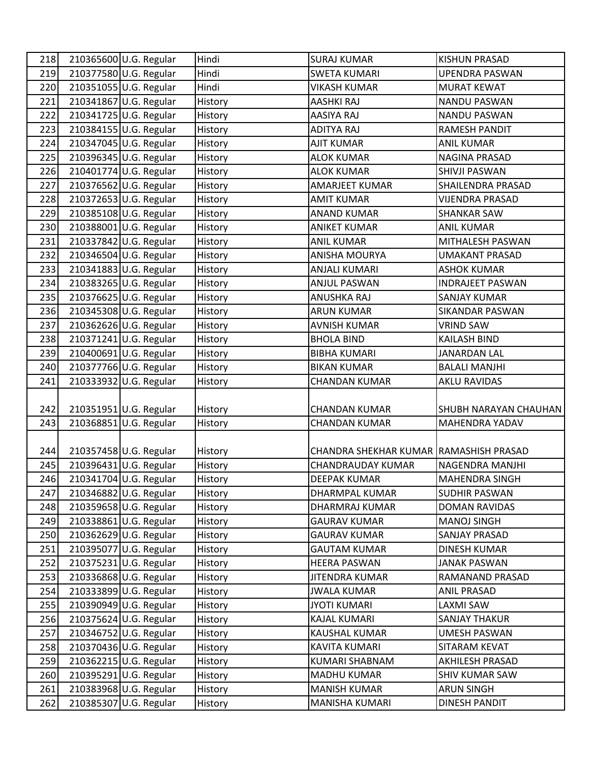| | | | | | |
|---|---|---|---|---|---|
| 218 | 210365600 | U.G. Regular | Hindi | SURAJ KUMAR | KISHUN PRASAD |
| 219 | 210377580 | U.G. Regular | Hindi | SWETA KUMARI | UPENDRA PASWAN |
| 220 | 210351055 | U.G. Regular | Hindi | VIKASH KUMAR | MURAT KEWAT |
| 221 | 210341867 | U.G. Regular | History | AASHKI RAJ | NANDU PASWAN |
| 222 | 210341725 | U.G. Regular | History | AASIYA RAJ | NANDU PASWAN |
| 223 | 210384155 | U.G. Regular | History | ADITYA RAJ | RAMESH PANDIT |
| 224 | 210347045 | U.G. Regular | History | AJIT KUMAR | ANIL KUMAR |
| 225 | 210396345 | U.G. Regular | History | ALOK KUMAR | NAGINA PRASAD |
| 226 | 210401774 | U.G. Regular | History | ALOK KUMAR | SHIVJI PASWAN |
| 227 | 210376562 | U.G. Regular | History | AMARJEET KUMAR | SHAILENDRA PRASAD |
| 228 | 210372653 | U.G. Regular | History | AMIT KUMAR | VIJENDRA PRASAD |
| 229 | 210385108 | U.G. Regular | History | ANAND KUMAR | SHANKAR SAW |
| 230 | 210388001 | U.G. Regular | History | ANIKET KUMAR | ANIL KUMAR |
| 231 | 210337842 | U.G. Regular | History | ANIL KUMAR | MITHALESH PASWAN |
| 232 | 210346504 | U.G. Regular | History | ANISHA MOURYA | UMAKANT PRASAD |
| 233 | 210341883 | U.G. Regular | History | ANJALI KUMARI | ASHOK KUMAR |
| 234 | 210383265 | U.G. Regular | History | ANJUL PASWAN | INDRAJEET PASWAN |
| 235 | 210376625 | U.G. Regular | History | ANUSHKA RAJ | SANJAY KUMAR |
| 236 | 210345308 | U.G. Regular | History | ARUN KUMAR | SIKANDAR PASWAN |
| 237 | 210362626 | U.G. Regular | History | AVNISH KUMAR | VRIND SAW |
| 238 | 210371241 | U.G. Regular | History | BHOLA BIND | KAILASH BIND |
| 239 | 210400691 | U.G. Regular | History | BIBHA KUMARI | JANARDAN LAL |
| 240 | 210377766 | U.G. Regular | History | BIKAN KUMAR | BALALI MANJHI |
| 241 | 210333932 | U.G. Regular | History | CHANDAN KUMAR | AKLU RAVIDAS |
| 242 | 210351951 | U.G. Regular | History | CHANDAN KUMAR | SHUBH NARAYAN CHAUHAN |
| 243 | 210368851 | U.G. Regular | History | CHANDAN KUMAR | MAHENDRA YADAV |
| 244 | 210357458 | U.G. Regular | History | CHANDRA SHEKHAR KUMAR | RAMASHISH PRASAD |
| 245 | 210396431 | U.G. Regular | History | CHANDRAUDAY KUMAR | NAGENDRA MANJHI |
| 246 | 210341704 | U.G. Regular | History | DEEPAK KUMAR | MAHENDRA SINGH |
| 247 | 210346882 | U.G. Regular | History | DHARMPAL KUMAR | SUDHIR PASWAN |
| 248 | 210359658 | U.G. Regular | History | DHARMRAJ KUMAR | DOMAN RAVIDAS |
| 249 | 210338861 | U.G. Regular | History | GAURAV KUMAR | MANOJ SINGH |
| 250 | 210362629 | U.G. Regular | History | GAURAV KUMAR | SANJAY PRASAD |
| 251 | 210395077 | U.G. Regular | History | GAUTAM KUMAR | DINESH KUMAR |
| 252 | 210375231 | U.G. Regular | History | HEERA PASWAN | JANAK PASWAN |
| 253 | 210336868 | U.G. Regular | History | JITENDRA KUMAR | RAMANAND PRASAD |
| 254 | 210333899 | U.G. Regular | History | JWALA KUMAR | ANIL PRASAD |
| 255 | 210390949 | U.G. Regular | History | JYOTI KUMARI | LAXMI SAW |
| 256 | 210375624 | U.G. Regular | History | KAJAL KUMARI | SANJAY THAKUR |
| 257 | 210346752 | U.G. Regular | History | KAUSHAL KUMAR | UMESH PASWAN |
| 258 | 210370436 | U.G. Regular | History | KAVITA KUMARI | SITARAM KEVAT |
| 259 | 210362215 | U.G. Regular | History | KUMARI SHABNAM | AKHILESH PRASAD |
| 260 | 210395291 | U.G. Regular | History | MADHU KUMAR | SHIV KUMAR SAW |
| 261 | 210383968 | U.G. Regular | History | MANISH KUMAR | ARUN SINGH |
| 262 | 210385307 | U.G. Regular | History | MANISHA KUMARI | DINESH PANDIT |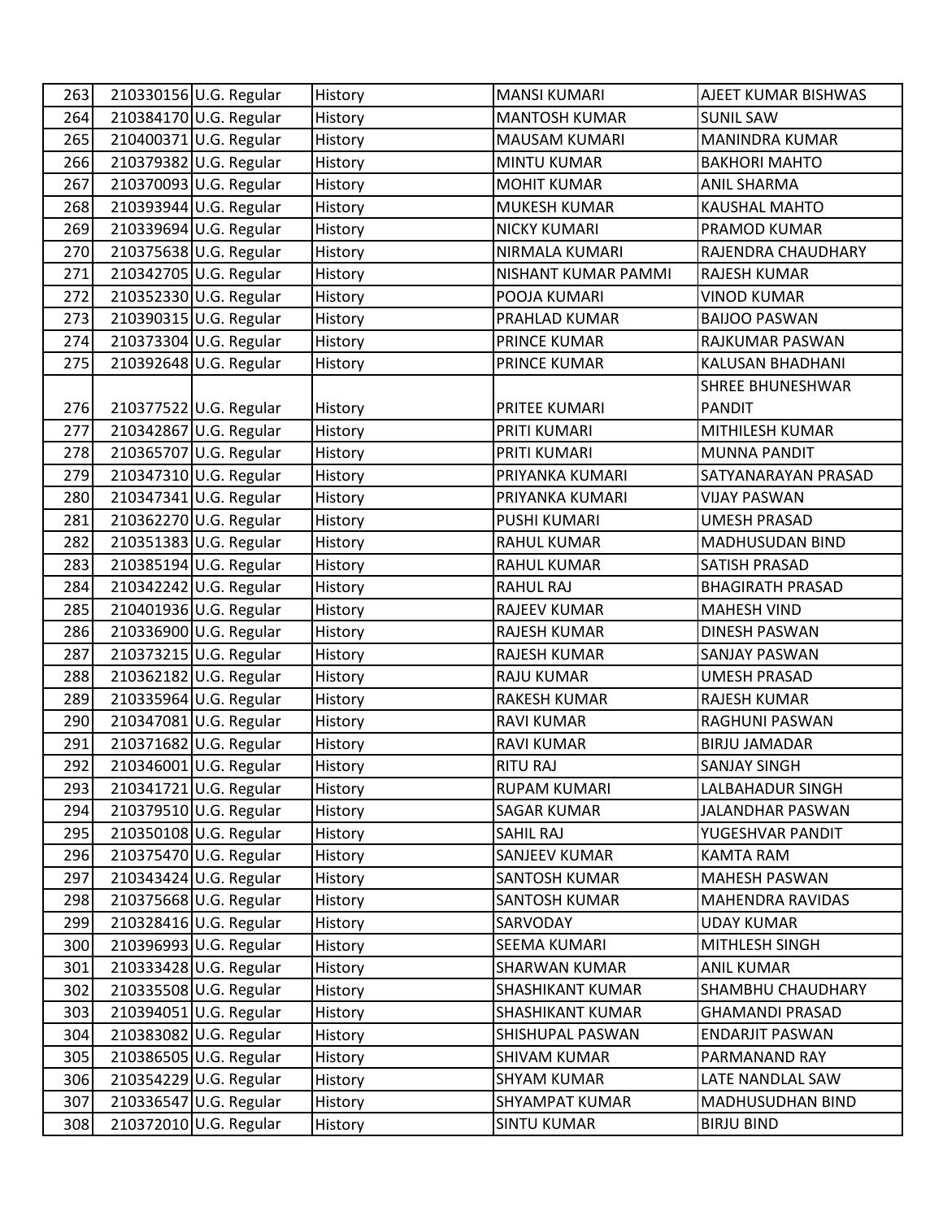| | | | | | |
|---|---|---|---|---|---|
| 263 | 210330156 | U.G. Regular | History | MANSI KUMARI | AJEET KUMAR BISHWAS |
| 264 | 210384170 | U.G. Regular | History | MANTOSH KUMAR | SUNIL SAW |
| 265 | 210400371 | U.G. Regular | History | MAUSAM KUMARI | MANINDRA KUMAR |
| 266 | 210379382 | U.G. Regular | History | MINTU KUMAR | BAKHORI MAHTO |
| 267 | 210370093 | U.G. Regular | History | MOHIT KUMAR | ANIL SHARMA |
| 268 | 210393944 | U.G. Regular | History | MUKESH KUMAR | KAUSHAL MAHTO |
| 269 | 210339694 | U.G. Regular | History | NICKY KUMARI | PRAMOD KUMAR |
| 270 | 210375638 | U.G. Regular | History | NIRMALA KUMARI | RAJENDRA CHAUDHARY |
| 271 | 210342705 | U.G. Regular | History | NISHANT KUMAR PAMMI | RAJESH KUMAR |
| 272 | 210352330 | U.G. Regular | History | POOJA KUMARI | VINOD KUMAR |
| 273 | 210390315 | U.G. Regular | History | PRAHLAD KUMAR | BAIJOO PASWAN |
| 274 | 210373304 | U.G. Regular | History | PRINCE KUMAR | RAJKUMAR PASWAN |
| 275 | 210392648 | U.G. Regular | History | PRINCE KUMAR | KALUSAN BHADHANI |
| 276 | 210377522 | U.G. Regular | History | PRITEE KUMARI | SHREE BHUNESHWAR PANDIT |
| 277 | 210342867 | U.G. Regular | History | PRITI KUMARI | MITHILESH KUMAR |
| 278 | 210365707 | U.G. Regular | History | PRITI KUMARI | MUNNA PANDIT |
| 279 | 210347310 | U.G. Regular | History | PRIYANKA KUMARI | SATYANARAYAN PRASAD |
| 280 | 210347341 | U.G. Regular | History | PRIYANKA KUMARI | VIJAY PASWAN |
| 281 | 210362270 | U.G. Regular | History | PUSHI KUMARI | UMESH PRASAD |
| 282 | 210351383 | U.G. Regular | History | RAHUL KUMAR | MADHUSUDAN BIND |
| 283 | 210385194 | U.G. Regular | History | RAHUL KUMAR | SATISH PRASAD |
| 284 | 210342242 | U.G. Regular | History | RAHUL RAJ | BHAGIRATH PRASAD |
| 285 | 210401936 | U.G. Regular | History | RAJEEV KUMAR | MAHESH VIND |
| 286 | 210336900 | U.G. Regular | History | RAJESH KUMAR | DINESH PASWAN |
| 287 | 210373215 | U.G. Regular | History | RAJESH KUMAR | SANJAY PASWAN |
| 288 | 210362182 | U.G. Regular | History | RAJU KUMAR | UMESH PRASAD |
| 289 | 210335964 | U.G. Regular | History | RAKESH KUMAR | RAJESH KUMAR |
| 290 | 210347081 | U.G. Regular | History | RAVI KUMAR | RAGHUNI PASWAN |
| 291 | 210371682 | U.G. Regular | History | RAVI KUMAR | BIRJU JAMADAR |
| 292 | 210346001 | U.G. Regular | History | RITU RAJ | SANJAY SINGH |
| 293 | 210341721 | U.G. Regular | History | RUPAM KUMARI | LALBAHADUR SINGH |
| 294 | 210379510 | U.G. Regular | History | SAGAR KUMAR | JALANDHAR PASWAN |
| 295 | 210350108 | U.G. Regular | History | SAHIL RAJ | YUGESHVAR PANDIT |
| 296 | 210375470 | U.G. Regular | History | SANJEEV KUMAR | KAMTA RAM |
| 297 | 210343424 | U.G. Regular | History | SANTOSH KUMAR | MAHESH PASWAN |
| 298 | 210375668 | U.G. Regular | History | SANTOSH KUMAR | MAHENDRA RAVIDAS |
| 299 | 210328416 | U.G. Regular | History | SARVODAY | UDAY KUMAR |
| 300 | 210396993 | U.G. Regular | History | SEEMA KUMARI | MITHLESH SINGH |
| 301 | 210333428 | U.G. Regular | History | SHARWAN KUMAR | ANIL KUMAR |
| 302 | 210335508 | U.G. Regular | History | SHASHIKANT KUMAR | SHAMBHU CHAUDHARY |
| 303 | 210394051 | U.G. Regular | History | SHASHIKANT KUMAR | GHAMANDI PRASAD |
| 304 | 210383082 | U.G. Regular | History | SHISHUPAL PASWAN | ENDARJIT PASWAN |
| 305 | 210386505 | U.G. Regular | History | SHIVAM KUMAR | PARMANAND RAY |
| 306 | 210354229 | U.G. Regular | History | SHYAM KUMAR | LATE NANDLAL SAW |
| 307 | 210336547 | U.G. Regular | History | SHYAMPAT KUMAR | MADHUSUDHAN BIND |
| 308 | 210372010 | U.G. Regular | History | SINTU KUMAR | BIRJU BIND |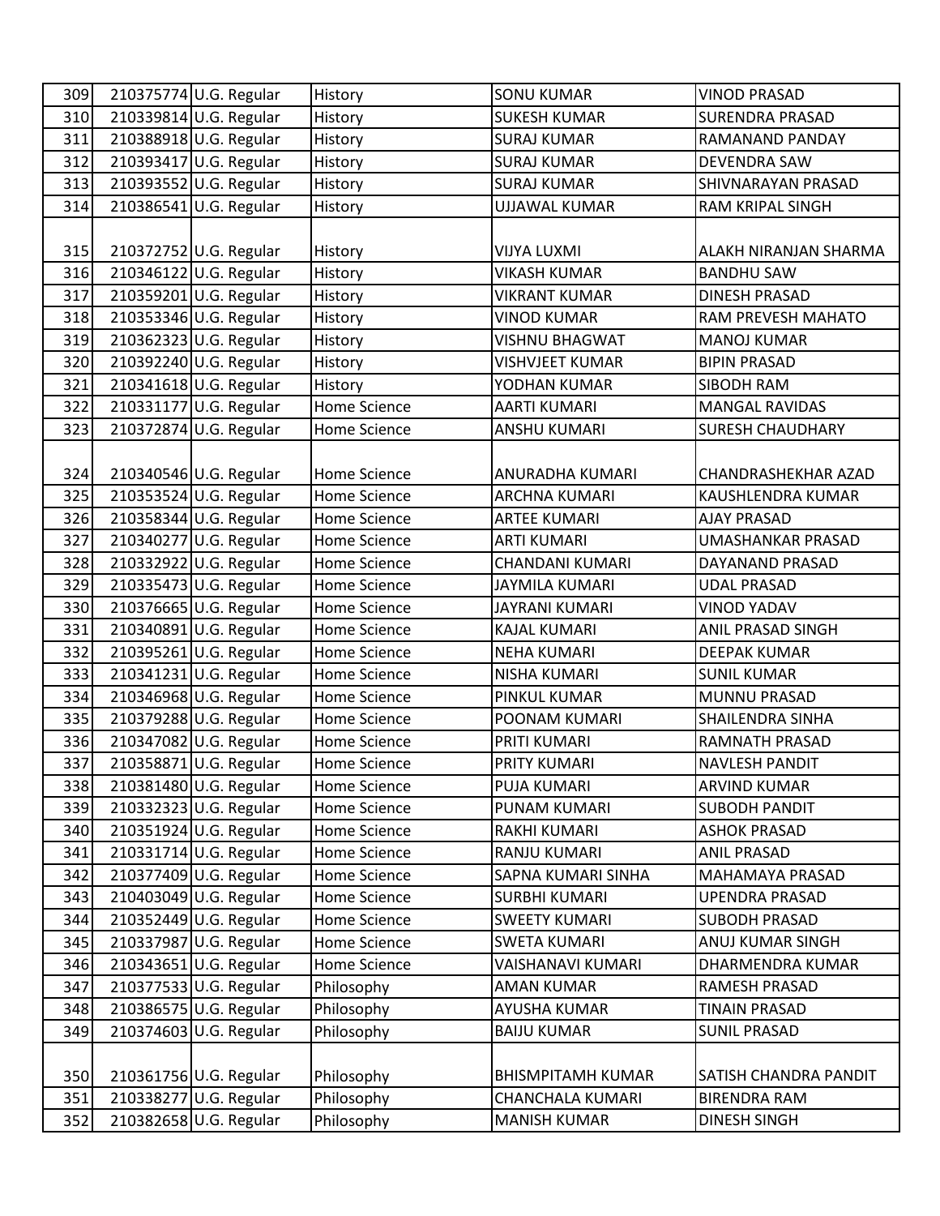| | | | | | |
|---|---|---|---|---|---|
| 309 | 210375774 | U.G. Regular | History | SONU KUMAR | VINOD PRASAD |
| 310 | 210339814 | U.G. Regular | History | SUKESH KUMAR | SURENDRA PRASAD |
| 311 | 210388918 | U.G. Regular | History | SURAJ KUMAR | RAMANAND PANDAY |
| 312 | 210393417 | U.G. Regular | History | SURAJ KUMAR | DEVENDRA SAW |
| 313 | 210393552 | U.G. Regular | History | SURAJ KUMAR | SHIVNARAYAN PRASAD |
| 314 | 210386541 | U.G. Regular | History | UJJAWAL KUMAR | RAM KRIPAL SINGH |
| 315 | 210372752 | U.G. Regular | History | VIJYA LUXMI | ALAKH NIRANJAN SHARMA |
| 316 | 210346122 | U.G. Regular | History | VIKASH KUMAR | BANDHU SAW |
| 317 | 210359201 | U.G. Regular | History | VIKRANT KUMAR | DINESH PRASAD |
| 318 | 210353346 | U.G. Regular | History | VINOD KUMAR | RAM PREVESH MAHATO |
| 319 | 210362323 | U.G. Regular | History | VISHNU BHAGWAT | MANOJ KUMAR |
| 320 | 210392240 | U.G. Regular | History | VISHVJEET KUMAR | BIPIN PRASAD |
| 321 | 210341618 | U.G. Regular | History | YODHAN KUMAR | SIBODH RAM |
| 322 | 210331177 | U.G. Regular | Home Science | AARTI KUMARI | MANGAL RAVIDAS |
| 323 | 210372874 | U.G. Regular | Home Science | ANSHU KUMARI | SURESH CHAUDHARY |
| 324 | 210340546 | U.G. Regular | Home Science | ANURADHA KUMARI | CHANDRASHEKHAR AZAD |
| 325 | 210353524 | U.G. Regular | Home Science | ARCHNA KUMARI | KAUSHLENDRA KUMAR |
| 326 | 210358344 | U.G. Regular | Home Science | ARTEE KUMARI | AJAY PRASAD |
| 327 | 210340277 | U.G. Regular | Home Science | ARTI KUMARI | UMASHANKAR PRASAD |
| 328 | 210332922 | U.G. Regular | Home Science | CHANDANI KUMARI | DAYANAND PRASAD |
| 329 | 210335473 | U.G. Regular | Home Science | JAYMILA KUMARI | UDAL PRASAD |
| 330 | 210376665 | U.G. Regular | Home Science | JAYRANI KUMARI | VINOD YADAV |
| 331 | 210340891 | U.G. Regular | Home Science | KAJAL KUMARI | ANIL PRASAD SINGH |
| 332 | 210395261 | U.G. Regular | Home Science | NEHA KUMARI | DEEPAK KUMAR |
| 333 | 210341231 | U.G. Regular | Home Science | NISHA KUMARI | SUNIL KUMAR |
| 334 | 210346968 | U.G. Regular | Home Science | PINKUL KUMAR | MUNNU PRASAD |
| 335 | 210379288 | U.G. Regular | Home Science | POONAM KUMARI | SHAILENDRA SINHA |
| 336 | 210347082 | U.G. Regular | Home Science | PRITI KUMARI | RAMNATH PRASAD |
| 337 | 210358871 | U.G. Regular | Home Science | PRITY KUMARI | NAVLESH PANDIT |
| 338 | 210381480 | U.G. Regular | Home Science | PUJA KUMARI | ARVIND KUMAR |
| 339 | 210332323 | U.G. Regular | Home Science | PUNAM KUMARI | SUBODH PANDIT |
| 340 | 210351924 | U.G. Regular | Home Science | RAKHI KUMARI | ASHOK PRASAD |
| 341 | 210331714 | U.G. Regular | Home Science | RANJU KUMARI | ANIL PRASAD |
| 342 | 210377409 | U.G. Regular | Home Science | SAPNA KUMARI SINHA | MAHAMAYA PRASAD |
| 343 | 210403049 | U.G. Regular | Home Science | SURBHI KUMARI | UPENDRA PRASAD |
| 344 | 210352449 | U.G. Regular | Home Science | SWEETY KUMARI | SUBODH PRASAD |
| 345 | 210337987 | U.G. Regular | Home Science | SWETA KUMARI | ANUJ KUMAR SINGH |
| 346 | 210343651 | U.G. Regular | Home Science | VAISHANAVI KUMARI | DHARMENDRA KUMAR |
| 347 | 210377533 | U.G. Regular | Philosophy | AMAN KUMAR | RAMESH PRASAD |
| 348 | 210386575 | U.G. Regular | Philosophy | AYUSHA KUMAR | TINAIN PRASAD |
| 349 | 210374603 | U.G. Regular | Philosophy | BAIJU KUMAR | SUNIL PRASAD |
| 350 | 210361756 | U.G. Regular | Philosophy | BHISMPITAMH KUMAR | SATISH CHANDRA PANDIT |
| 351 | 210338277 | U.G. Regular | Philosophy | CHANCHALA KUMARI | BIRENDRA RAM |
| 352 | 210382658 | U.G. Regular | Philosophy | MANISH KUMAR | DINESH SINGH |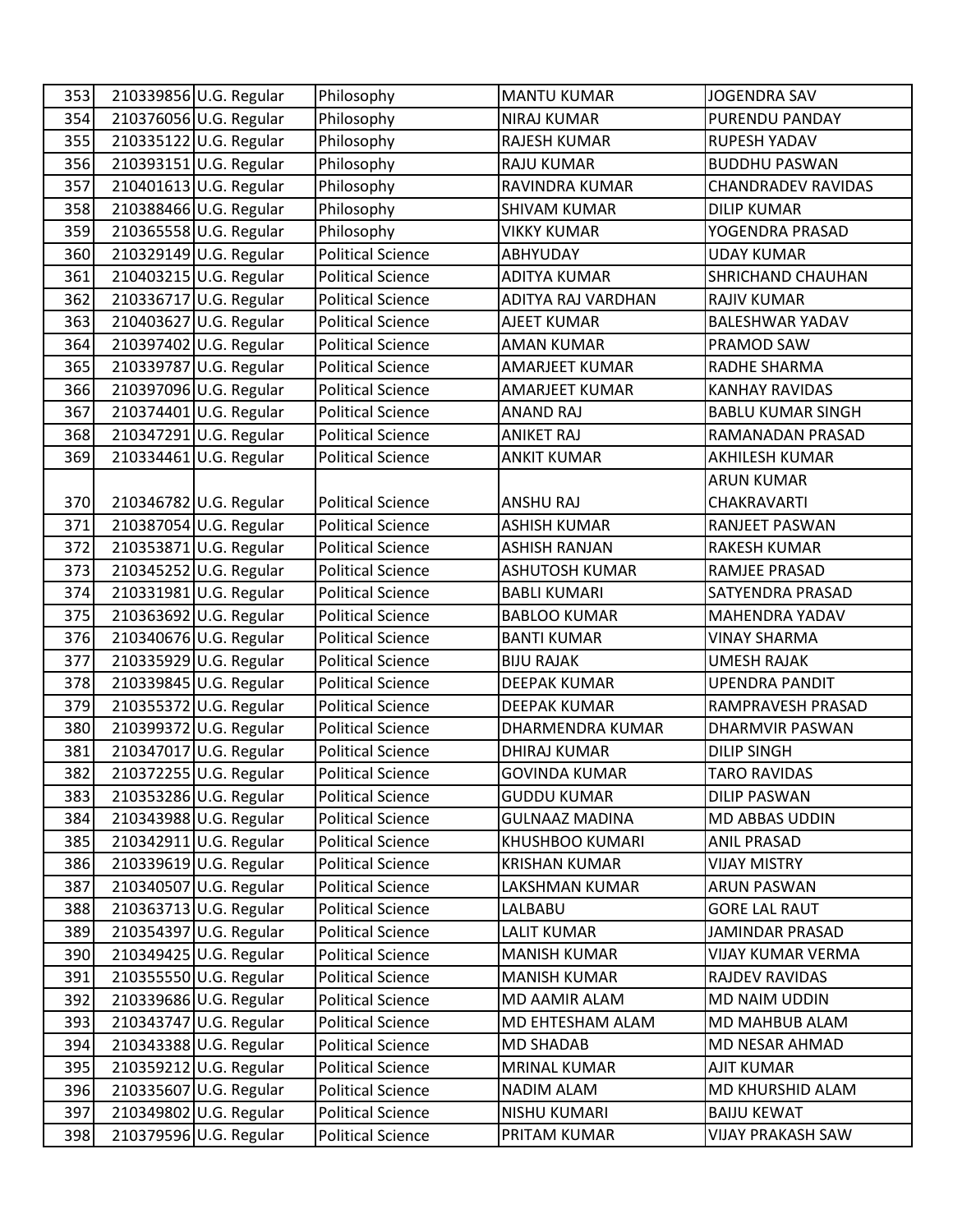| 353 | 210339856 | U.G. Regular | Philosophy | MANTU KUMAR | JOGENDRA SAV |
|---|---|---|---|---|---|
| 354 | 210376056 | U.G. Regular | Philosophy | NIRAJ KUMAR | PURENDU PANDAY |
| 355 | 210335122 | U.G. Regular | Philosophy | RAJESH KUMAR | RUPESH YADAV |
| 356 | 210393151 | U.G. Regular | Philosophy | RAJU KUMAR | BUDDHU PASWAN |
| 357 | 210401613 | U.G. Regular | Philosophy | RAVINDRA KUMAR | CHANDRADEV RAVIDAS |
| 358 | 210388466 | U.G. Regular | Philosophy | SHIVAM KUMAR | DILIP KUMAR |
| 359 | 210365558 | U.G. Regular | Philosophy | VIKKY KUMAR | YOGENDRA PRASAD |
| 360 | 210329149 | U.G. Regular | Political Science | ABHYUDAY | UDAY KUMAR |
| 361 | 210403215 | U.G. Regular | Political Science | ADITYA KUMAR | SHRICHAND CHAUHAN |
| 362 | 210336717 | U.G. Regular | Political Science | ADITYA RAJ VARDHAN | RAJIV KUMAR |
| 363 | 210403627 | U.G. Regular | Political Science | AJEET KUMAR | BALESHWAR YADAV |
| 364 | 210397402 | U.G. Regular | Political Science | AMAN KUMAR | PRAMOD SAW |
| 365 | 210339787 | U.G. Regular | Political Science | AMARJEET KUMAR | RADHE SHARMA |
| 366 | 210397096 | U.G. Regular | Political Science | AMARJEET KUMAR | KANHAY RAVIDAS |
| 367 | 210374401 | U.G. Regular | Political Science | ANAND RAJ | BABLU KUMAR SINGH |
| 368 | 210347291 | U.G. Regular | Political Science | ANIKET RAJ | RAMANADAN PRASAD |
| 369 | 210334461 | U.G. Regular | Political Science | ANKIT KUMAR | AKHILESH KUMAR |
| 370 | 210346782 | U.G. Regular | Political Science | ANSHU RAJ | ARUN KUMAR CHAKRAVARTI |
| 371 | 210387054 | U.G. Regular | Political Science | ASHISH KUMAR | RANJEET PASWAN |
| 372 | 210353871 | U.G. Regular | Political Science | ASHISH RANJAN | RAKESH KUMAR |
| 373 | 210345252 | U.G. Regular | Political Science | ASHUTOSH KUMAR | RAMJEE PRASAD |
| 374 | 210331981 | U.G. Regular | Political Science | BABLI KUMARI | SATYENDRA PRASAD |
| 375 | 210363692 | U.G. Regular | Political Science | BABLOO KUMAR | MAHENDRA YADAV |
| 376 | 210340676 | U.G. Regular | Political Science | BANTI KUMAR | VINAY SHARMA |
| 377 | 210335929 | U.G. Regular | Political Science | BIJU RAJAK | UMESH RAJAK |
| 378 | 210339845 | U.G. Regular | Political Science | DEEPAK KUMAR | UPENDRA PANDIT |
| 379 | 210355372 | U.G. Regular | Political Science | DEEPAK KUMAR | RAMPRAVESH PRASAD |
| 380 | 210399372 | U.G. Regular | Political Science | DHARMENDRA KUMAR | DHARMVIR PASWAN |
| 381 | 210347017 | U.G. Regular | Political Science | DHIRAJ KUMAR | DILIP SINGH |
| 382 | 210372255 | U.G. Regular | Political Science | GOVINDA KUMAR | TARO RAVIDAS |
| 383 | 210353286 | U.G. Regular | Political Science | GUDDU KUMAR | DILIP PASWAN |
| 384 | 210343988 | U.G. Regular | Political Science | GULNAAZ MADINA | MD ABBAS UDDIN |
| 385 | 210342911 | U.G. Regular | Political Science | KHUSHBOO KUMARI | ANIL PRASAD |
| 386 | 210339619 | U.G. Regular | Political Science | KRISHAN KUMAR | VIJAY MISTRY |
| 387 | 210340507 | U.G. Regular | Political Science | LAKSHMAN KUMAR | ARUN PASWAN |
| 388 | 210363713 | U.G. Regular | Political Science | LALBABU | GORE LAL RAUT |
| 389 | 210354397 | U.G. Regular | Political Science | LALIT KUMAR | JAMINDAR PRASAD |
| 390 | 210349425 | U.G. Regular | Political Science | MANISH KUMAR | VIJAY KUMAR VERMA |
| 391 | 210355550 | U.G. Regular | Political Science | MANISH KUMAR | RAJDEV RAVIDAS |
| 392 | 210339686 | U.G. Regular | Political Science | MD AAMIR ALAM | MD NAIM UDDIN |
| 393 | 210343747 | U.G. Regular | Political Science | MD EHTESHAM ALAM | MD MAHBUB ALAM |
| 394 | 210343388 | U.G. Regular | Political Science | MD SHADAB | MD NESAR AHMAD |
| 395 | 210359212 | U.G. Regular | Political Science | MRINAL KUMAR | AJIT KUMAR |
| 396 | 210335607 | U.G. Regular | Political Science | NADIM ALAM | MD KHURSHID ALAM |
| 397 | 210349802 | U.G. Regular | Political Science | NISHU KUMARI | BAIJU KEWAT |
| 398 | 210379596 | U.G. Regular | Political Science | PRITAM KUMAR | VIJAY PRAKASH SAW |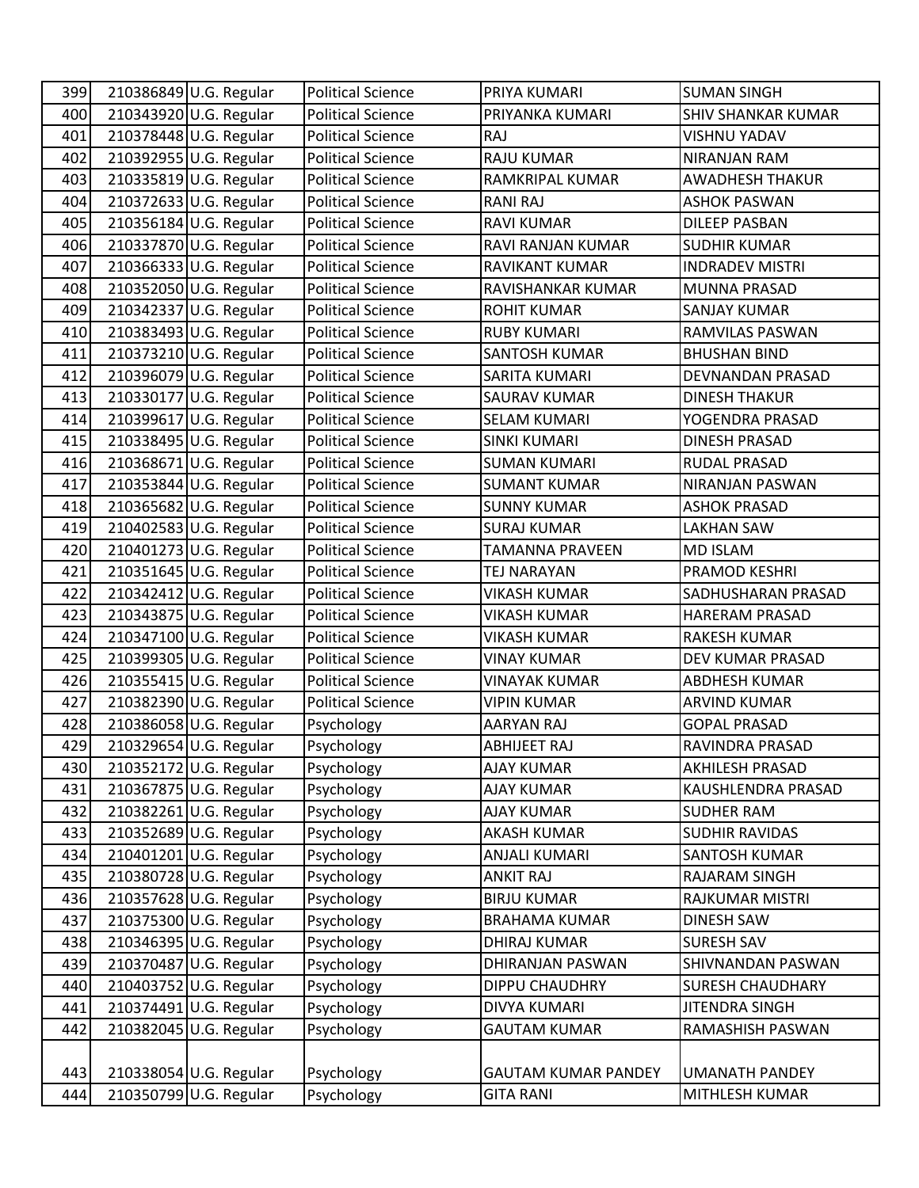| | | | | | |
|---|---|---|---|---|---|
| 399 | 210386849 | U.G. Regular | Political Science | PRIYA KUMARI | SUMAN SINGH |
| 400 | 210343920 | U.G. Regular | Political Science | PRIYANKA KUMARI | SHIV SHANKAR KUMAR |
| 401 | 210378448 | U.G. Regular | Political Science | RAJ | VISHNU YADAV |
| 402 | 210392955 | U.G. Regular | Political Science | RAJU KUMAR | NIRANJAN RAM |
| 403 | 210335819 | U.G. Regular | Political Science | RAMKRIPAL KUMAR | AWADHESH THAKUR |
| 404 | 210372633 | U.G. Regular | Political Science | RANI RAJ | ASHOK PASWAN |
| 405 | 210356184 | U.G. Regular | Political Science | RAVI KUMAR | DILEEP PASBAN |
| 406 | 210337870 | U.G. Regular | Political Science | RAVI RANJAN KUMAR | SUDHIR KUMAR |
| 407 | 210366333 | U.G. Regular | Political Science | RAVIKANT KUMAR | INDRADEV MISTRI |
| 408 | 210352050 | U.G. Regular | Political Science | RAVISHANKAR KUMAR | MUNNA PRASAD |
| 409 | 210342337 | U.G. Regular | Political Science | ROHIT KUMAR | SANJAY KUMAR |
| 410 | 210383493 | U.G. Regular | Political Science | RUBY KUMARI | RAMVILAS PASWAN |
| 411 | 210373210 | U.G. Regular | Political Science | SANTOSH KUMAR | BHUSHAN BIND |
| 412 | 210396079 | U.G. Regular | Political Science | SARITA KUMARI | DEVNANDAN PRASAD |
| 413 | 210330177 | U.G. Regular | Political Science | SAURAV KUMAR | DINESH THAKUR |
| 414 | 210399617 | U.G. Regular | Political Science | SELAM KUMARI | YOGENDRA PRASAD |
| 415 | 210338495 | U.G. Regular | Political Science | SINKI KUMARI | DINESH PRASAD |
| 416 | 210368671 | U.G. Regular | Political Science | SUMAN KUMARI | RUDAL PRASAD |
| 417 | 210353844 | U.G. Regular | Political Science | SUMANT KUMAR | NIRANJAN PASWAN |
| 418 | 210365682 | U.G. Regular | Political Science | SUNNY KUMAR | ASHOK PRASAD |
| 419 | 210402583 | U.G. Regular | Political Science | SURAJ KUMAR | LAKHAN SAW |
| 420 | 210401273 | U.G. Regular | Political Science | TAMANNA PRAVEEN | MD ISLAM |
| 421 | 210351645 | U.G. Regular | Political Science | TEJ NARAYAN | PRAMOD KESHRI |
| 422 | 210342412 | U.G. Regular | Political Science | VIKASH KUMAR | SADHUSHARAN PRASAD |
| 423 | 210343875 | U.G. Regular | Political Science | VIKASH KUMAR | HARERAM PRASAD |
| 424 | 210347100 | U.G. Regular | Political Science | VIKASH KUMAR | RAKESH KUMAR |
| 425 | 210399305 | U.G. Regular | Political Science | VINAY KUMAR | DEV KUMAR PRASAD |
| 426 | 210355415 | U.G. Regular | Political Science | VINAYAK KUMAR | ABDHESH KUMAR |
| 427 | 210382390 | U.G. Regular | Political Science | VIPIN KUMAR | ARVIND KUMAR |
| 428 | 210386058 | U.G. Regular | Psychology | AARYAN RAJ | GOPAL PRASAD |
| 429 | 210329654 | U.G. Regular | Psychology | ABHIJEET RAJ | RAVINDRA PRASAD |
| 430 | 210352172 | U.G. Regular | Psychology | AJAY KUMAR | AKHILESH PRASAD |
| 431 | 210367875 | U.G. Regular | Psychology | AJAY KUMAR | KAUSHLENDRA PRASAD |
| 432 | 210382261 | U.G. Regular | Psychology | AJAY KUMAR | SUDHER RAM |
| 433 | 210352689 | U.G. Regular | Psychology | AKASH KUMAR | SUDHIR RAVIDAS |
| 434 | 210401201 | U.G. Regular | Psychology | ANJALI KUMARI | SANTOSH KUMAR |
| 435 | 210380728 | U.G. Regular | Psychology | ANKIT RAJ | RAJARAM SINGH |
| 436 | 210357628 | U.G. Regular | Psychology | BIRJU KUMAR | RAJKUMAR MISTRI |
| 437 | 210375300 | U.G. Regular | Psychology | BRAHAMA KUMAR | DINESH SAW |
| 438 | 210346395 | U.G. Regular | Psychology | DHIRAJ KUMAR | SURESH SAV |
| 439 | 210370487 | U.G. Regular | Psychology | DHIRANJAN PASWAN | SHIVNANDAN PASWAN |
| 440 | 210403752 | U.G. Regular | Psychology | DIPPU CHAUDHRY | SURESH CHAUDHARY |
| 441 | 210374491 | U.G. Regular | Psychology | DIVYA KUMARI | JITENDRA SINGH |
| 442 | 210382045 | U.G. Regular | Psychology | GAUTAM KUMAR | RAMASHISH PASWAN |
| 443 | 210338054 | U.G. Regular | Psychology | GAUTAM KUMAR PANDEY | UMANATH PANDEY |
| 444 | 210350799 | U.G. Regular | Psychology | GITA RANI | MITHLESH KUMAR |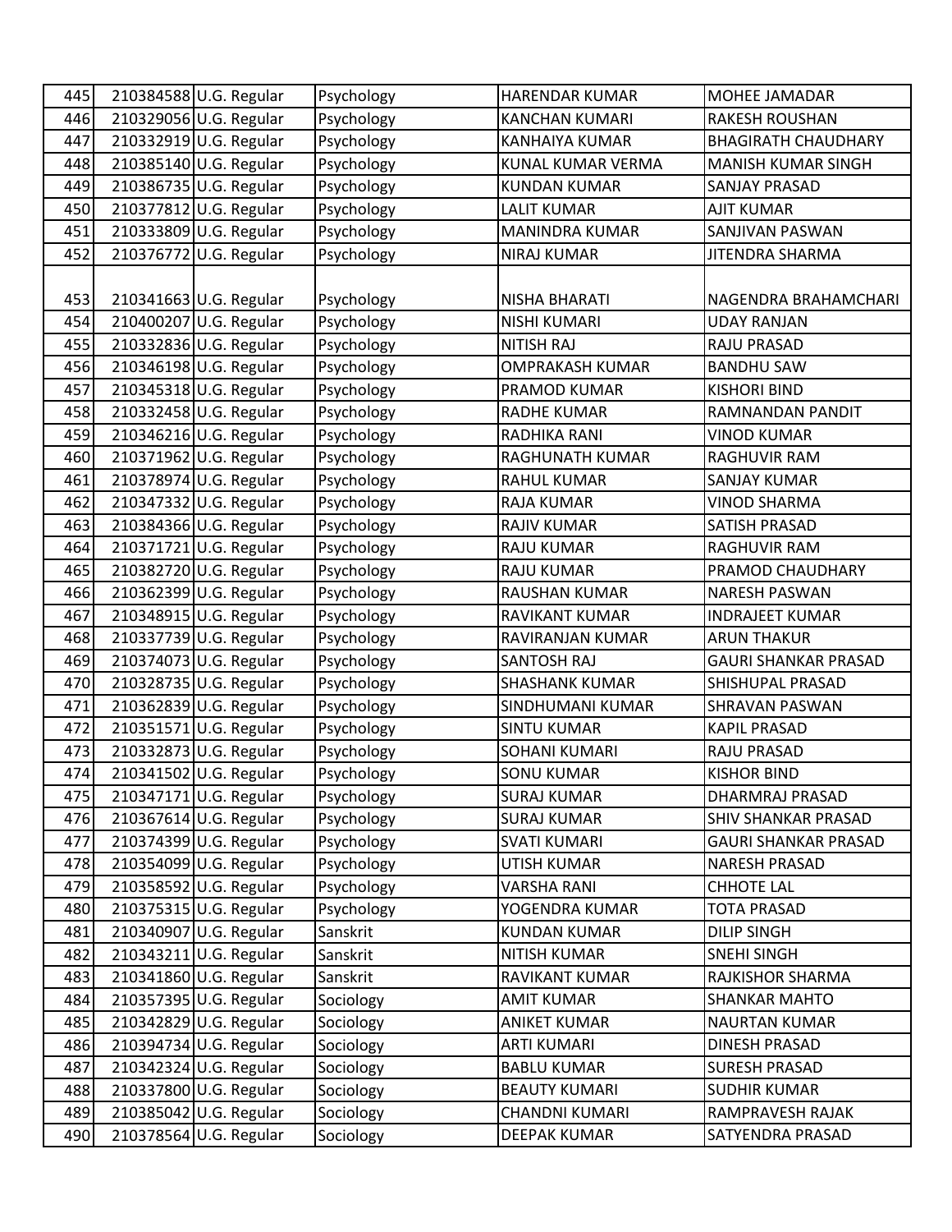| | | | | | |
|---|---|---|---|---|---|
| 445 | 210384588 | U.G. Regular | Psychology | HARENDAR KUMAR | MOHEE JAMADAR |
| 446 | 210329056 | U.G. Regular | Psychology | KANCHAN KUMARI | RAKESH ROUSHAN |
| 447 | 210332919 | U.G. Regular | Psychology | KANHAIYA KUMAR | BHAGIRATH CHAUDHARY |
| 448 | 210385140 | U.G. Regular | Psychology | KUNAL KUMAR VERMA | MANISH KUMAR SINGH |
| 449 | 210386735 | U.G. Regular | Psychology | KUNDAN KUMAR | SANJAY PRASAD |
| 450 | 210377812 | U.G. Regular | Psychology | LALIT KUMAR | AJIT KUMAR |
| 451 | 210333809 | U.G. Regular | Psychology | MANINDRA KUMAR | SANJIVAN PASWAN |
| 452 | 210376772 | U.G. Regular | Psychology | NIRAJ KUMAR | JITENDRA SHARMA |
| 453 | 210341663 | U.G. Regular | Psychology | NISHA BHARATI | NAGENDRA BRAHAMCHARI |
| 454 | 210400207 | U.G. Regular | Psychology | NISHI KUMARI | UDAY RANJAN |
| 455 | 210332836 | U.G. Regular | Psychology | NITISH RAJ | RAJU PRASAD |
| 456 | 210346198 | U.G. Regular | Psychology | OMPRAKASH KUMAR | BANDHU SAW |
| 457 | 210345318 | U.G. Regular | Psychology | PRAMOD KUMAR | KISHORI BIND |
| 458 | 210332458 | U.G. Regular | Psychology | RADHE KUMAR | RAMNANDAN PANDIT |
| 459 | 210346216 | U.G. Regular | Psychology | RADHIKA RANI | VINOD KUMAR |
| 460 | 210371962 | U.G. Regular | Psychology | RAGHUNATH KUMAR | RAGHUVIR RAM |
| 461 | 210378974 | U.G. Regular | Psychology | RAHUL KUMAR | SANJAY KUMAR |
| 462 | 210347332 | U.G. Regular | Psychology | RAJA KUMAR | VINOD SHARMA |
| 463 | 210384366 | U.G. Regular | Psychology | RAJIV KUMAR | SATISH PRASAD |
| 464 | 210371721 | U.G. Regular | Psychology | RAJU KUMAR | RAGHUVIR RAM |
| 465 | 210382720 | U.G. Regular | Psychology | RAJU KUMAR | PRAMOD CHAUDHARY |
| 466 | 210362399 | U.G. Regular | Psychology | RAUSHAN KUMAR | NARESH PASWAN |
| 467 | 210348915 | U.G. Regular | Psychology | RAVIKANT KUMAR | INDRAJEET KUMAR |
| 468 | 210337739 | U.G. Regular | Psychology | RAVIRANJAN KUMAR | ARUN THAKUR |
| 469 | 210374073 | U.G. Regular | Psychology | SANTOSH RAJ | GAURI SHANKAR PRASAD |
| 470 | 210328735 | U.G. Regular | Psychology | SHASHANK KUMAR | SHISHUPAL PRASAD |
| 471 | 210362839 | U.G. Regular | Psychology | SINDHUMANI KUMAR | SHRAVAN PASWAN |
| 472 | 210351571 | U.G. Regular | Psychology | SINTU KUMAR | KAPIL PRASAD |
| 473 | 210332873 | U.G. Regular | Psychology | SOHANI KUMARI | RAJU PRASAD |
| 474 | 210341502 | U.G. Regular | Psychology | SONU KUMAR | KISHOR BIND |
| 475 | 210347171 | U.G. Regular | Psychology | SURAJ KUMAR | DHARMRAJ PRASAD |
| 476 | 210367614 | U.G. Regular | Psychology | SURAJ KUMAR | SHIV SHANKAR PRASAD |
| 477 | 210374399 | U.G. Regular | Psychology | SVATI KUMARI | GAURI SHANKAR PRASAD |
| 478 | 210354099 | U.G. Regular | Psychology | UTISH KUMAR | NARESH PRASAD |
| 479 | 210358592 | U.G. Regular | Psychology | VARSHA RANI | CHHOTE LAL |
| 480 | 210375315 | U.G. Regular | Psychology | YOGENDRA KUMAR | TOTA PRASAD |
| 481 | 210340907 | U.G. Regular | Sanskrit | KUNDAN KUMAR | DILIP SINGH |
| 482 | 210343211 | U.G. Regular | Sanskrit | NITISH KUMAR | SNEHI SINGH |
| 483 | 210341860 | U.G. Regular | Sanskrit | RAVIKANT KUMAR | RAJKISHOR SHARMA |
| 484 | 210357395 | U.G. Regular | Sociology | AMIT KUMAR | SHANKAR MAHTO |
| 485 | 210342829 | U.G. Regular | Sociology | ANIKET KUMAR | NAURTAN KUMAR |
| 486 | 210394734 | U.G. Regular | Sociology | ARTI KUMARI | DINESH PRASAD |
| 487 | 210342324 | U.G. Regular | Sociology | BABLU KUMAR | SURESH PRASAD |
| 488 | 210337800 | U.G. Regular | Sociology | BEAUTY KUMARI | SUDHIR KUMAR |
| 489 | 210385042 | U.G. Regular | Sociology | CHANDNI KUMARI | RAMPRAVESH RAJAK |
| 490 | 210378564 | U.G. Regular | Sociology | DEEPAK KUMAR | SATYENDRA PRASAD |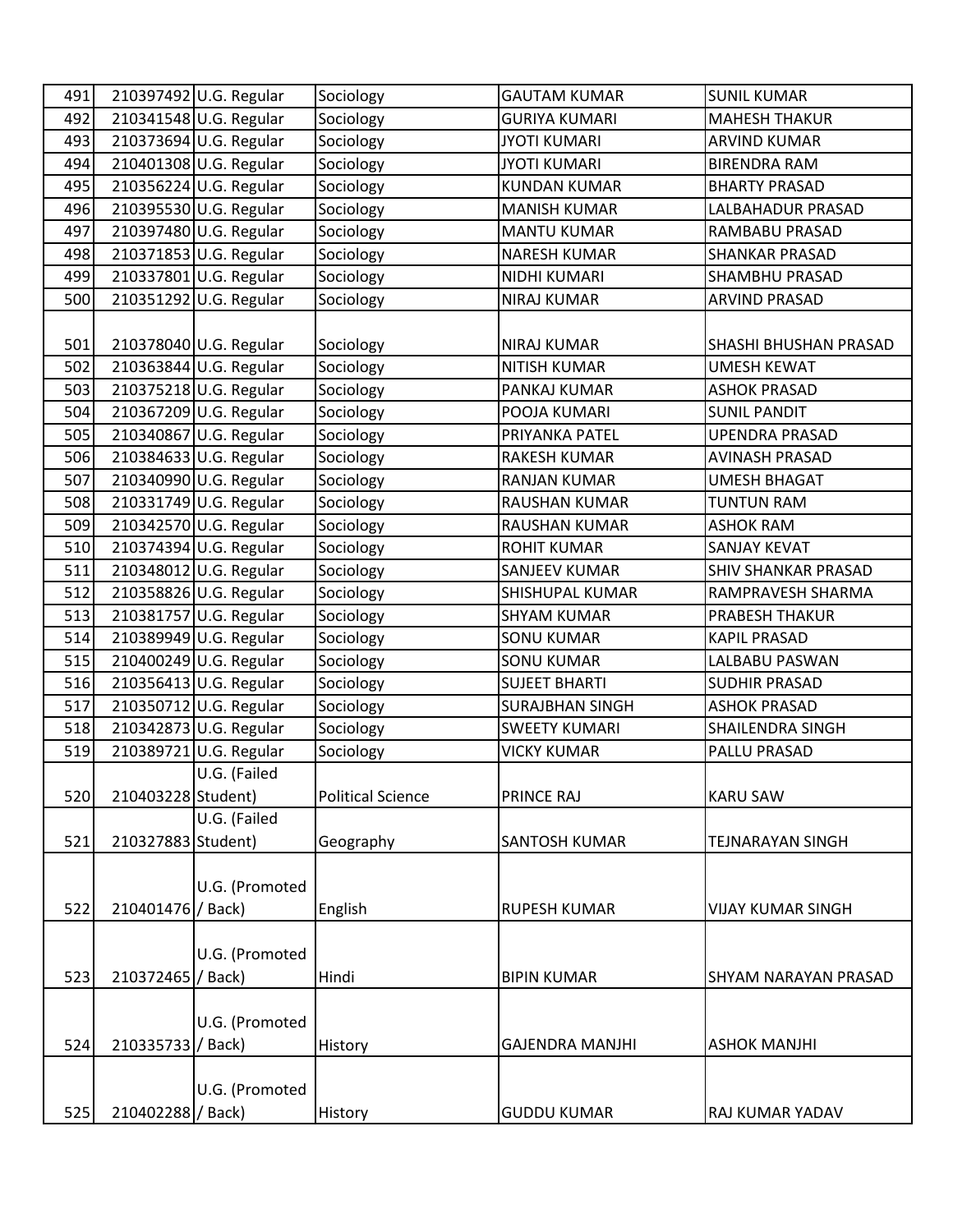| | | | | | |
|---|---|---|---|---|---|
| 491 | 210397492 | U.G. Regular | Sociology | GAUTAM KUMAR | SUNIL KUMAR |
| 492 | 210341548 | U.G. Regular | Sociology | GURIYA KUMARI | MAHESH THAKUR |
| 493 | 210373694 | U.G. Regular | Sociology | JYOTI KUMARI | ARVIND KUMAR |
| 494 | 210401308 | U.G. Regular | Sociology | JYOTI KUMARI | BIRENDRA RAM |
| 495 | 210356224 | U.G. Regular | Sociology | KUNDAN KUMAR | BHARTY PRASAD |
| 496 | 210395530 | U.G. Regular | Sociology | MANISH KUMAR | LALBAHADUR PRASAD |
| 497 | 210397480 | U.G. Regular | Sociology | MANTU KUMAR | RAMBABU PRASAD |
| 498 | 210371853 | U.G. Regular | Sociology | NARESH KUMAR | SHANKAR PRASAD |
| 499 | 210337801 | U.G. Regular | Sociology | NIDHI KUMARI | SHAMBHU PRASAD |
| 500 | 210351292 | U.G. Regular | Sociology | NIRAJ KUMAR | ARVIND PRASAD |
| 501 | 210378040 | U.G. Regular | Sociology | NIRAJ KUMAR | SHASHI BHUSHAN PRASAD |
| 502 | 210363844 | U.G. Regular | Sociology | NITISH KUMAR | UMESH KEWAT |
| 503 | 210375218 | U.G. Regular | Sociology | PANKAJ KUMAR | ASHOK PRASAD |
| 504 | 210367209 | U.G. Regular | Sociology | POOJA KUMARI | SUNIL PANDIT |
| 505 | 210340867 | U.G. Regular | Sociology | PRIYANKA PATEL | UPENDRA PRASAD |
| 506 | 210384633 | U.G. Regular | Sociology | RAKESH KUMAR | AVINASH PRASAD |
| 507 | 210340990 | U.G. Regular | Sociology | RANJAN KUMAR | UMESH BHAGAT |
| 508 | 210331749 | U.G. Regular | Sociology | RAUSHAN KUMAR | TUNTUN RAM |
| 509 | 210342570 | U.G. Regular | Sociology | RAUSHAN KUMAR | ASHOK RAM |
| 510 | 210374394 | U.G. Regular | Sociology | ROHIT KUMAR | SANJAY KEVAT |
| 511 | 210348012 | U.G. Regular | Sociology | SANJEEV KUMAR | SHIV SHANKAR PRASAD |
| 512 | 210358826 | U.G. Regular | Sociology | SHISHUPAL KUMAR | RAMPRAVESH SHARMA |
| 513 | 210381757 | U.G. Regular | Sociology | SHYAM KUMAR | PRABESH THAKUR |
| 514 | 210389949 | U.G. Regular | Sociology | SONU KUMAR | KAPIL PRASAD |
| 515 | 210400249 | U.G. Regular | Sociology | SONU KUMAR | LALBABU PASWAN |
| 516 | 210356413 | U.G. Regular | Sociology | SUJEET BHARTI | SUDHIR PRASAD |
| 517 | 210350712 | U.G. Regular | Sociology | SURAJBHAN SINGH | ASHOK PRASAD |
| 518 | 210342873 | U.G. Regular | Sociology | SWEETY KUMARI | SHAILENDRA SINGH |
| 519 | 210389721 | U.G. Regular | Sociology | VICKY KUMAR | PALLU PRASAD |
| 520 | 210403228 | U.G. (Failed Student) | Political Science | PRINCE RAJ | KARU SAW |
| 521 | 210327883 | U.G. (Failed Student) | Geography | SANTOSH KUMAR | TEJNARAYAN SINGH |
| 522 | 210401476 | U.G. (Promoted / Back) | English | RUPESH KUMAR | VIJAY KUMAR SINGH |
| 523 | 210372465 | U.G. (Promoted / Back) | Hindi | BIPIN KUMAR | SHYAM NARAYAN PRASAD |
| 524 | 210335733 | U.G. (Promoted / Back) | History | GAJENDRA MANJHI | ASHOK MANJHI |
| 525 | 210402288 | U.G. (Promoted / Back) | History | GUDDU KUMAR | RAJ KUMAR YADAV |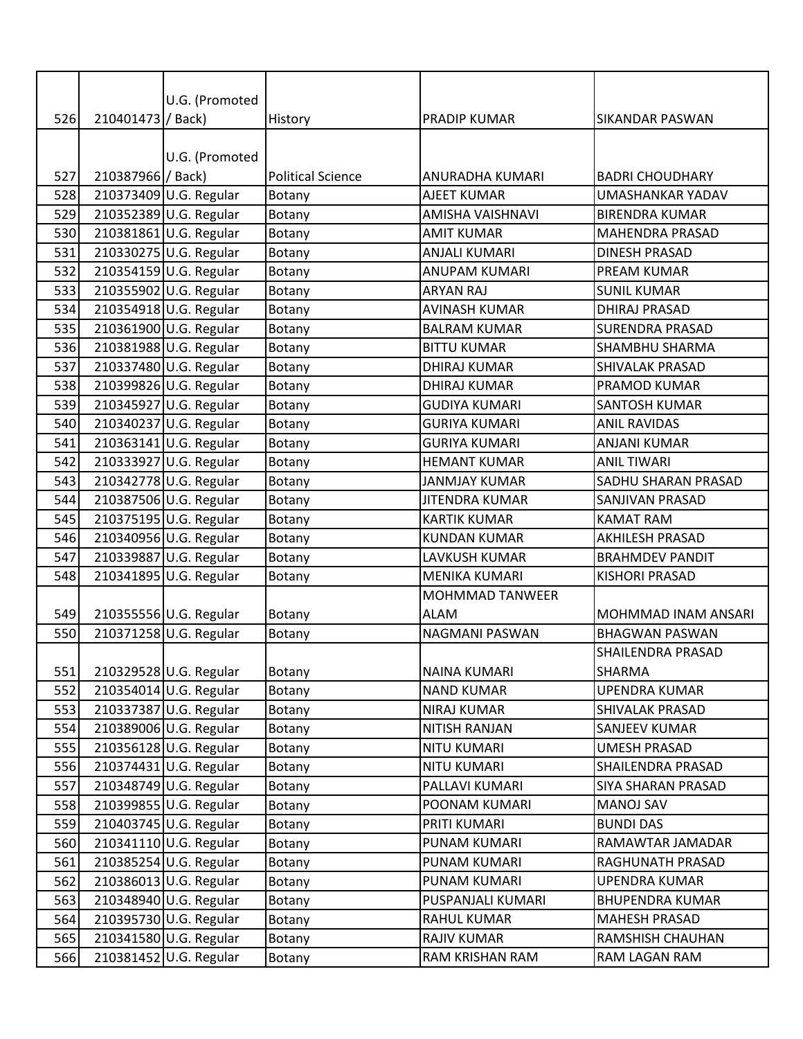| | | | | | |
|---|---|---|---|---|---|
| 526 | 210401473 | U.G. (Promoted / Back) | History | PRADIP KUMAR | SIKANDAR PASWAN |
| 527 | 210387966 | U.G. (Promoted / Back) | Political Science | ANURADHA KUMARI | BADRI CHOUDHARY |
| 528 | 210373409 | U.G. Regular | Botany | AJEET KUMAR | UMASHANKAR YADAV |
| 529 | 210352389 | U.G. Regular | Botany | AMISHA VAISHNAVI | BIRENDRA KUMAR |
| 530 | 210381861 | U.G. Regular | Botany | AMIT KUMAR | MAHENDRA PRASAD |
| 531 | 210330275 | U.G. Regular | Botany | ANJALI KUMARI | DINESH PRASAD |
| 532 | 210354159 | U.G. Regular | Botany | ANUPAM KUMARI | PREAM KUMAR |
| 533 | 210355902 | U.G. Regular | Botany | ARYAN RAJ | SUNIL KUMAR |
| 534 | 210354918 | U.G. Regular | Botany | AVINASH KUMAR | DHIRAJ PRASAD |
| 535 | 210361900 | U.G. Regular | Botany | BALRAM KUMAR | SURENDRA PRASAD |
| 536 | 210381988 | U.G. Regular | Botany | BITTU KUMAR | SHAMBHU SHARMA |
| 537 | 210337480 | U.G. Regular | Botany | DHIRAJ KUMAR | SHIVALAK PRASAD |
| 538 | 210399826 | U.G. Regular | Botany | DHIRAJ KUMAR | PRAMOD KUMAR |
| 539 | 210345927 | U.G. Regular | Botany | GUDIYA KUMARI | SANTOSH KUMAR |
| 540 | 210340237 | U.G. Regular | Botany | GURIYA KUMARI | ANIL RAVIDAS |
| 541 | 210363141 | U.G. Regular | Botany | GURIYA KUMARI | ANJANI KUMAR |
| 542 | 210333927 | U.G. Regular | Botany | HEMANT KUMAR | ANIL TIWARI |
| 543 | 210342778 | U.G. Regular | Botany | JANMJAY KUMAR | SADHU SHARAN PRASAD |
| 544 | 210387506 | U.G. Regular | Botany | JITENDRA KUMAR | SANJIVAN PRASAD |
| 545 | 210375195 | U.G. Regular | Botany | KARTIK KUMAR | KAMAT RAM |
| 546 | 210340956 | U.G. Regular | Botany | KUNDAN KUMAR | AKHILESH PRASAD |
| 547 | 210339887 | U.G. Regular | Botany | LAVKUSH KUMAR | BRAHMDEV PANDIT |
| 548 | 210341895 | U.G. Regular | Botany | MENIKA KUMARI | KISHORI PRASAD |
| 549 | 210355556 | U.G. Regular | Botany | MOHMMAD TANWEER ALAM | MOHMMAD INAM ANSARI |
| 550 | 210371258 | U.G. Regular | Botany | NAGMANI PASWAN | BHAGWAN PASWAN |
| 551 | 210329528 | U.G. Regular | Botany | NAINA KUMARI | SHAILENDRA PRASAD SHARMA |
| 552 | 210354014 | U.G. Regular | Botany | NAND KUMAR | UPENDRA KUMAR |
| 553 | 210337387 | U.G. Regular | Botany | NIRAJ KUMAR | SHIVALAK PRASAD |
| 554 | 210389006 | U.G. Regular | Botany | NITISH RANJAN | SANJEEV KUMAR |
| 555 | 210356128 | U.G. Regular | Botany | NITU KUMARI | UMESH PRASAD |
| 556 | 210374431 | U.G. Regular | Botany | NITU KUMARI | SHAILENDRA PRASAD |
| 557 | 210348749 | U.G. Regular | Botany | PALLAVI KUMARI | SIYA SHARAN PRASAD |
| 558 | 210399855 | U.G. Regular | Botany | POONAM KUMARI | MANOJ SAV |
| 559 | 210403745 | U.G. Regular | Botany | PRITI KUMARI | BUNDI DAS |
| 560 | 210341110 | U.G. Regular | Botany | PUNAM KUMARI | RAMAWTAR JAMADAR |
| 561 | 210385254 | U.G. Regular | Botany | PUNAM KUMARI | RAGHUNATH PRASAD |
| 562 | 210386013 | U.G. Regular | Botany | PUNAM KUMARI | UPENDRA KUMAR |
| 563 | 210348940 | U.G. Regular | Botany | PUSPANJALI KUMARI | BHUPENDRA KUMAR |
| 564 | 210395730 | U.G. Regular | Botany | RAHUL KUMAR | MAHESH PRASAD |
| 565 | 210341580 | U.G. Regular | Botany | RAJIV KUMAR | RAMSHISH CHAUHAN |
| 566 | 210381452 | U.G. Regular | Botany | RAM KRISHAN RAM | RAM LAGAN RAM |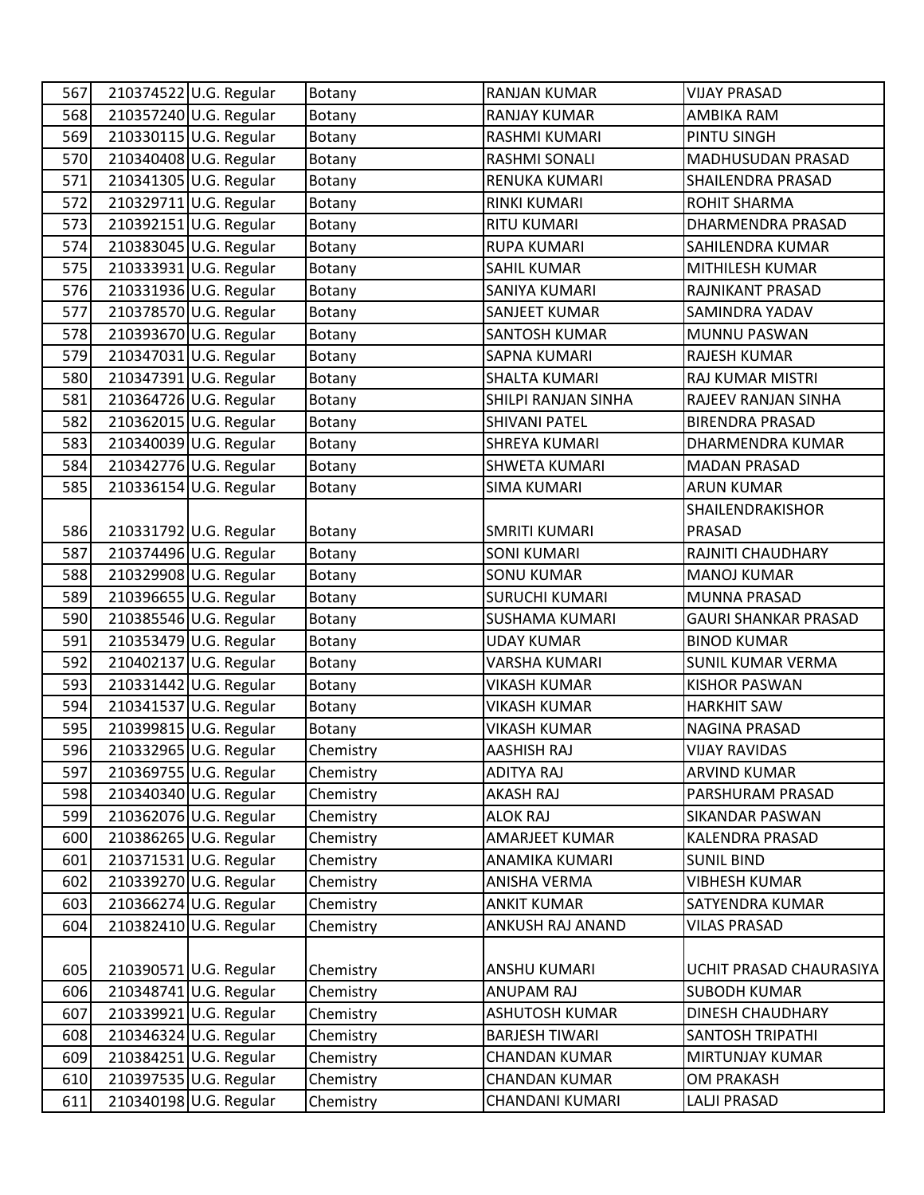| | | | | | |
|---|---|---|---|---|---|
| 567 | 210374522 | U.G. Regular | Botany | RANJAN KUMAR | VIJAY PRASAD |
| 568 | 210357240 | U.G. Regular | Botany | RANJAY KUMAR | AMBIKA RAM |
| 569 | 210330115 | U.G. Regular | Botany | RASHMI KUMARI | PINTU SINGH |
| 570 | 210340408 | U.G. Regular | Botany | RASHMI SONALI | MADHUSUDAN PRASAD |
| 571 | 210341305 | U.G. Regular | Botany | RENUKA KUMARI | SHAILENDRA PRASAD |
| 572 | 210329711 | U.G. Regular | Botany | RINKI KUMARI | ROHIT SHARMA |
| 573 | 210392151 | U.G. Regular | Botany | RITU KUMARI | DHARMENDRA PRASAD |
| 574 | 210383045 | U.G. Regular | Botany | RUPA KUMARI | SAHILENDRA KUMAR |
| 575 | 210333931 | U.G. Regular | Botany | SAHIL KUMAR | MITHILESH KUMAR |
| 576 | 210331936 | U.G. Regular | Botany | SANIYA KUMARI | RAJNIKANT PRASAD |
| 577 | 210378570 | U.G. Regular | Botany | SANJEET KUMAR | SAMINDRA YADAV |
| 578 | 210393670 | U.G. Regular | Botany | SANTOSH KUMAR | MUNNU PASWAN |
| 579 | 210347031 | U.G. Regular | Botany | SAPNA KUMARI | RAJESH KUMAR |
| 580 | 210347391 | U.G. Regular | Botany | SHALTA KUMARI | RAJ KUMAR MISTRI |
| 581 | 210364726 | U.G. Regular | Botany | SHILPI RANJAN SINHA | RAJEEV RANJAN SINHA |
| 582 | 210362015 | U.G. Regular | Botany | SHIVANI PATEL | BIRENDRA PRASAD |
| 583 | 210340039 | U.G. Regular | Botany | SHREYA KUMARI | DHARMENDRA KUMAR |
| 584 | 210342776 | U.G. Regular | Botany | SHWETA KUMARI | MADAN PRASAD |
| 585 | 210336154 | U.G. Regular | Botany | SIMA KUMARI | ARUN KUMAR |
| 586 | 210331792 | U.G. Regular | Botany | SMRITI KUMARI | SHAILENDRAKISHOR PRASAD |
| 587 | 210374496 | U.G. Regular | Botany | SONI KUMARI | RAJNITI CHAUDHARY |
| 588 | 210329908 | U.G. Regular | Botany | SONU KUMAR | MANOJ KUMAR |
| 589 | 210396655 | U.G. Regular | Botany | SURUCHI KUMARI | MUNNA PRASAD |
| 590 | 210385546 | U.G. Regular | Botany | SUSHAMA KUMARI | GAURI SHANKAR PRASAD |
| 591 | 210353479 | U.G. Regular | Botany | UDAY KUMAR | BINOD KUMAR |
| 592 | 210402137 | U.G. Regular | Botany | VARSHA KUMARI | SUNIL KUMAR VERMA |
| 593 | 210331442 | U.G. Regular | Botany | VIKASH KUMAR | KISHOR PASWAN |
| 594 | 210341537 | U.G. Regular | Botany | VIKASH KUMAR | HARKHIT SAW |
| 595 | 210399815 | U.G. Regular | Botany | VIKASH KUMAR | NAGINA PRASAD |
| 596 | 210332965 | U.G. Regular | Chemistry | AASHISH RAJ | VIJAY RAVIDAS |
| 597 | 210369755 | U.G. Regular | Chemistry | ADITYA RAJ | ARVIND KUMAR |
| 598 | 210340340 | U.G. Regular | Chemistry | AKASH RAJ | PARSHURAM PRASAD |
| 599 | 210362076 | U.G. Regular | Chemistry | ALOK RAJ | SIKANDAR PASWAN |
| 600 | 210386265 | U.G. Regular | Chemistry | AMARJEET KUMAR | KALENDRA PRASAD |
| 601 | 210371531 | U.G. Regular | Chemistry | ANAMIKA KUMARI | SUNIL BIND |
| 602 | 210339270 | U.G. Regular | Chemistry | ANISHA VERMA | VIBHESH KUMAR |
| 603 | 210366274 | U.G. Regular | Chemistry | ANKIT KUMAR | SATYENDRA KUMAR |
| 604 | 210382410 | U.G. Regular | Chemistry | ANKUSH RAJ ANAND | VILAS PRASAD |
| 605 | 210390571 | U.G. Regular | Chemistry | ANSHU KUMARI | UCHIT PRASAD CHAURASIYA |
| 606 | 210348741 | U.G. Regular | Chemistry | ANUPAM RAJ | SUBODH KUMAR |
| 607 | 210339921 | U.G. Regular | Chemistry | ASHUTOSH KUMAR | DINESH CHAUDHARY |
| 608 | 210346324 | U.G. Regular | Chemistry | BARJESH TIWARI | SANTOSH TRIPATHI |
| 609 | 210384251 | U.G. Regular | Chemistry | CHANDAN KUMAR | MIRTUNJAY KUMAR |
| 610 | 210397535 | U.G. Regular | Chemistry | CHANDAN KUMAR | OM PRAKASH |
| 611 | 210340198 | U.G. Regular | Chemistry | CHANDANI KUMARI | LALJI PRASAD |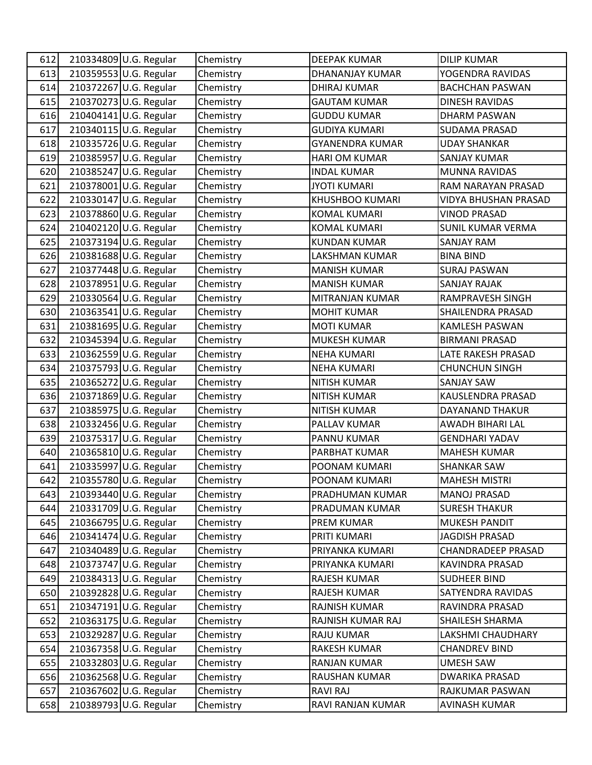| | | | | | |
|---|---|---|---|---|---|
| 612 | 210334809 | U.G. Regular | Chemistry | DEEPAK KUMAR | DILIP KUMAR |
| 613 | 210359553 | U.G. Regular | Chemistry | DHANANJAY KUMAR | YOGENDRA RAVIDAS |
| 614 | 210372267 | U.G. Regular | Chemistry | DHIRAJ KUMAR | BACHCHAN PASWAN |
| 615 | 210370273 | U.G. Regular | Chemistry | GAUTAM KUMAR | DINESH RAVIDAS |
| 616 | 210404141 | U.G. Regular | Chemistry | GUDDU KUMAR | DHARM PASWAN |
| 617 | 210340115 | U.G. Regular | Chemistry | GUDIYA KUMARI | SUDAMA PRASAD |
| 618 | 210335726 | U.G. Regular | Chemistry | GYANENDRA KUMAR | UDAY SHANKAR |
| 619 | 210385957 | U.G. Regular | Chemistry | HARI OM KUMAR | SANJAY KUMAR |
| 620 | 210385247 | U.G. Regular | Chemistry | INDAL KUMAR | MUNNA RAVIDAS |
| 621 | 210378001 | U.G. Regular | Chemistry | JYOTI KUMARI | RAM NARAYAN PRASAD |
| 622 | 210330147 | U.G. Regular | Chemistry | KHUSHBOO KUMARI | VIDYA BHUSHAN PRASAD |
| 623 | 210378860 | U.G. Regular | Chemistry | KOMAL KUMARI | VINOD PRASAD |
| 624 | 210402120 | U.G. Regular | Chemistry | KOMAL KUMARI | SUNIL KUMAR VERMA |
| 625 | 210373194 | U.G. Regular | Chemistry | KUNDAN KUMAR | SANJAY RAM |
| 626 | 210381688 | U.G. Regular | Chemistry | LAKSHMAN KUMAR | BINA BIND |
| 627 | 210377448 | U.G. Regular | Chemistry | MANISH KUMAR | SURAJ PASWAN |
| 628 | 210378951 | U.G. Regular | Chemistry | MANISH KUMAR | SANJAY RAJAK |
| 629 | 210330564 | U.G. Regular | Chemistry | MITRANJAN KUMAR | RAMPRAVESH SINGH |
| 630 | 210363541 | U.G. Regular | Chemistry | MOHIT KUMAR | SHAILENDRA PRASAD |
| 631 | 210381695 | U.G. Regular | Chemistry | MOTI KUMAR | KAMLESH PASWAN |
| 632 | 210345394 | U.G. Regular | Chemistry | MUKESH KUMAR | BIRMANI PRASAD |
| 633 | 210362559 | U.G. Regular | Chemistry | NEHA KUMARI | LATE RAKESH PRASAD |
| 634 | 210375793 | U.G. Regular | Chemistry | NEHA KUMARI | CHUNCHUN SINGH |
| 635 | 210365272 | U.G. Regular | Chemistry | NITISH KUMAR | SANJAY SAW |
| 636 | 210371869 | U.G. Regular | Chemistry | NITISH KUMAR | KAUSLENDRA PRASAD |
| 637 | 210385975 | U.G. Regular | Chemistry | NITISH KUMAR | DAYANAND THAKUR |
| 638 | 210332456 | U.G. Regular | Chemistry | PALLAV KUMAR | AWADH BIHARI LAL |
| 639 | 210375317 | U.G. Regular | Chemistry | PANNU KUMAR | GENDHARI YADAV |
| 640 | 210365810 | U.G. Regular | Chemistry | PARBHAT KUMAR | MAHESH KUMAR |
| 641 | 210335997 | U.G. Regular | Chemistry | POONAM KUMARI | SHANKAR SAW |
| 642 | 210355780 | U.G. Regular | Chemistry | POONAM KUMARI | MAHESH MISTRI |
| 643 | 210393440 | U.G. Regular | Chemistry | PRADHUMAN KUMAR | MANOJ PRASAD |
| 644 | 210331709 | U.G. Regular | Chemistry | PRADUMAN KUMAR | SURESH THAKUR |
| 645 | 210366795 | U.G. Regular | Chemistry | PREM KUMAR | MUKESH PANDIT |
| 646 | 210341474 | U.G. Regular | Chemistry | PRITI KUMARI | JAGDISH PRASAD |
| 647 | 210340489 | U.G. Regular | Chemistry | PRIYANKA KUMARI | CHANDRADEEP PRASAD |
| 648 | 210373747 | U.G. Regular | Chemistry | PRIYANKA KUMARI | KAVINDRA PRASAD |
| 649 | 210384313 | U.G. Regular | Chemistry | RAJESH KUMAR | SUDHEER BIND |
| 650 | 210392828 | U.G. Regular | Chemistry | RAJESH KUMAR | SATYENDRA RAVIDAS |
| 651 | 210347191 | U.G. Regular | Chemistry | RAJNISH KUMAR | RAVINDRA PRASAD |
| 652 | 210363175 | U.G. Regular | Chemistry | RAJNISH KUMAR RAJ | SHAILESH SHARMA |
| 653 | 210329287 | U.G. Regular | Chemistry | RAJU KUMAR | LAKSHMI CHAUDHARY |
| 654 | 210367358 | U.G. Regular | Chemistry | RAKESH KUMAR | CHANDREV BIND |
| 655 | 210332803 | U.G. Regular | Chemistry | RANJAN KUMAR | UMESH SAW |
| 656 | 210362568 | U.G. Regular | Chemistry | RAUSHAN KUMAR | DWARIKA PRASAD |
| 657 | 210367602 | U.G. Regular | Chemistry | RAVI RAJ | RAJKUMAR PASWAN |
| 658 | 210389793 | U.G. Regular | Chemistry | RAVI RANJAN KUMAR | AVINASH KUMAR |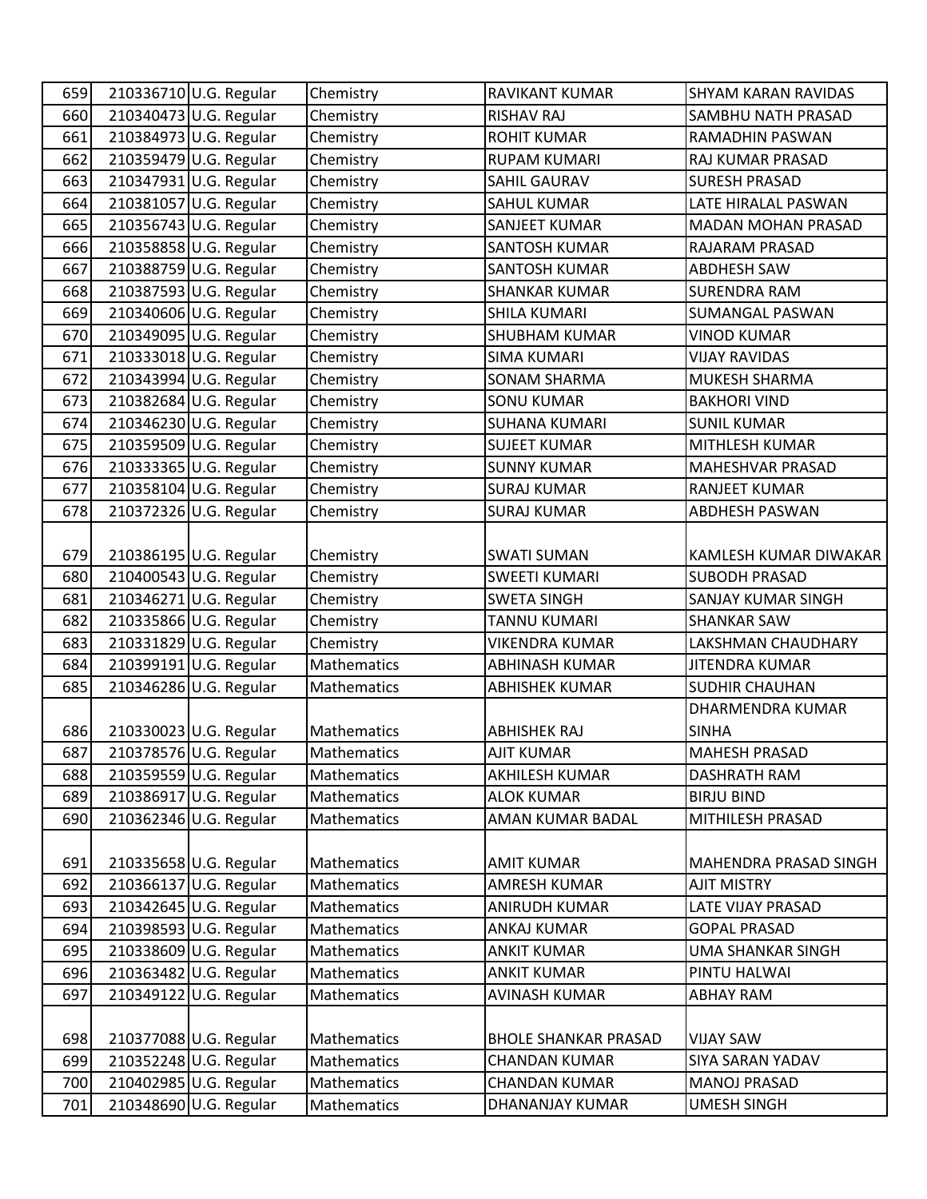| | | | | | |
|---|---|---|---|---|---|
| 659 | 210336710 | U.G. Regular | Chemistry | RAVIKANT KUMAR | SHYAM KARAN RAVIDAS |
| 660 | 210340473 | U.G. Regular | Chemistry | RISHAV RAJ | SAMBHU NATH PRASAD |
| 661 | 210384973 | U.G. Regular | Chemistry | ROHIT KUMAR | RAMADHIN PASWAN |
| 662 | 210359479 | U.G. Regular | Chemistry | RUPAM KUMARI | RAJ KUMAR PRASAD |
| 663 | 210347931 | U.G. Regular | Chemistry | SAHIL GAURAV | SURESH PRASAD |
| 664 | 210381057 | U.G. Regular | Chemistry | SAHUL KUMAR | LATE HIRALAL PASWAN |
| 665 | 210356743 | U.G. Regular | Chemistry | SANJEET KUMAR | MADAN MOHAN PRASAD |
| 666 | 210358858 | U.G. Regular | Chemistry | SANTOSH KUMAR | RAJARAM PRASAD |
| 667 | 210388759 | U.G. Regular | Chemistry | SANTOSH KUMAR | ABDHESH SAW |
| 668 | 210387593 | U.G. Regular | Chemistry | SHANKAR KUMAR | SURENDRA RAM |
| 669 | 210340606 | U.G. Regular | Chemistry | SHILA KUMARI | SUMANGAL PASWAN |
| 670 | 210349095 | U.G. Regular | Chemistry | SHUBHAM KUMAR | VINOD KUMAR |
| 671 | 210333018 | U.G. Regular | Chemistry | SIMA KUMARI | VIJAY RAVIDAS |
| 672 | 210343994 | U.G. Regular | Chemistry | SONAM SHARMA | MUKESH SHARMA |
| 673 | 210382684 | U.G. Regular | Chemistry | SONU KUMAR | BAKHORI VIND |
| 674 | 210346230 | U.G. Regular | Chemistry | SUHANA KUMARI | SUNIL KUMAR |
| 675 | 210359509 | U.G. Regular | Chemistry | SUJEET KUMAR | MITHLESH KUMAR |
| 676 | 210333365 | U.G. Regular | Chemistry | SUNNY KUMAR | MAHESHVAR PRASAD |
| 677 | 210358104 | U.G. Regular | Chemistry | SURAJ KUMAR | RANJEET KUMAR |
| 678 | 210372326 | U.G. Regular | Chemistry | SURAJ KUMAR | ABDHESH PASWAN |
| 679 | 210386195 | U.G. Regular | Chemistry | SWATI SUMAN | KAMLESH KUMAR DIWAKAR |
| 680 | 210400543 | U.G. Regular | Chemistry | SWEETI KUMARI | SUBODH PRASAD |
| 681 | 210346271 | U.G. Regular | Chemistry | SWETA SINGH | SANJAY KUMAR SINGH |
| 682 | 210335866 | U.G. Regular | Chemistry | TANNU KUMARI | SHANKAR SAW |
| 683 | 210331829 | U.G. Regular | Chemistry | VIKENDRA KUMAR | LAKSHMAN CHAUDHARY |
| 684 | 210399191 | U.G. Regular | Mathematics | ABHINASH KUMAR | JITENDRA KUMAR |
| 685 | 210346286 | U.G. Regular | Mathematics | ABHISHEK KUMAR | SUDHIR CHAUHAN |
| 686 | 210330023 | U.G. Regular | Mathematics | ABHISHEK RAJ | DHARMENDRA KUMAR SINHA |
| 687 | 210378576 | U.G. Regular | Mathematics | AJIT KUMAR | MAHESH PRASAD |
| 688 | 210359559 | U.G. Regular | Mathematics | AKHILESH KUMAR | DASHRATH RAM |
| 689 | 210386917 | U.G. Regular | Mathematics | ALOK KUMAR | BIRJU BIND |
| 690 | 210362346 | U.G. Regular | Mathematics | AMAN KUMAR BADAL | MITHILESH PRASAD |
| 691 | 210335658 | U.G. Regular | Mathematics | AMIT KUMAR | MAHENDRA PRASAD SINGH |
| 692 | 210366137 | U.G. Regular | Mathematics | AMRESH KUMAR | AJIT MISTRY |
| 693 | 210342645 | U.G. Regular | Mathematics | ANIRUDH KUMAR | LATE VIJAY PRASAD |
| 694 | 210398593 | U.G. Regular | Mathematics | ANKAJ KUMAR | GOPAL PRASAD |
| 695 | 210338609 | U.G. Regular | Mathematics | ANKIT KUMAR | UMA SHANKAR SINGH |
| 696 | 210363482 | U.G. Regular | Mathematics | ANKIT KUMAR | PINTU HALWAI |
| 697 | 210349122 | U.G. Regular | Mathematics | AVINASH KUMAR | ABHAY RAM |
| 698 | 210377088 | U.G. Regular | Mathematics | BHOLE SHANKAR PRASAD | VIJAY SAW |
| 699 | 210352248 | U.G. Regular | Mathematics | CHANDAN KUMAR | SIYA SARAN YADAV |
| 700 | 210402985 | U.G. Regular | Mathematics | CHANDAN KUMAR | MANOJ PRASAD |
| 701 | 210348690 | U.G. Regular | Mathematics | DHANANJAY KUMAR | UMESH SINGH |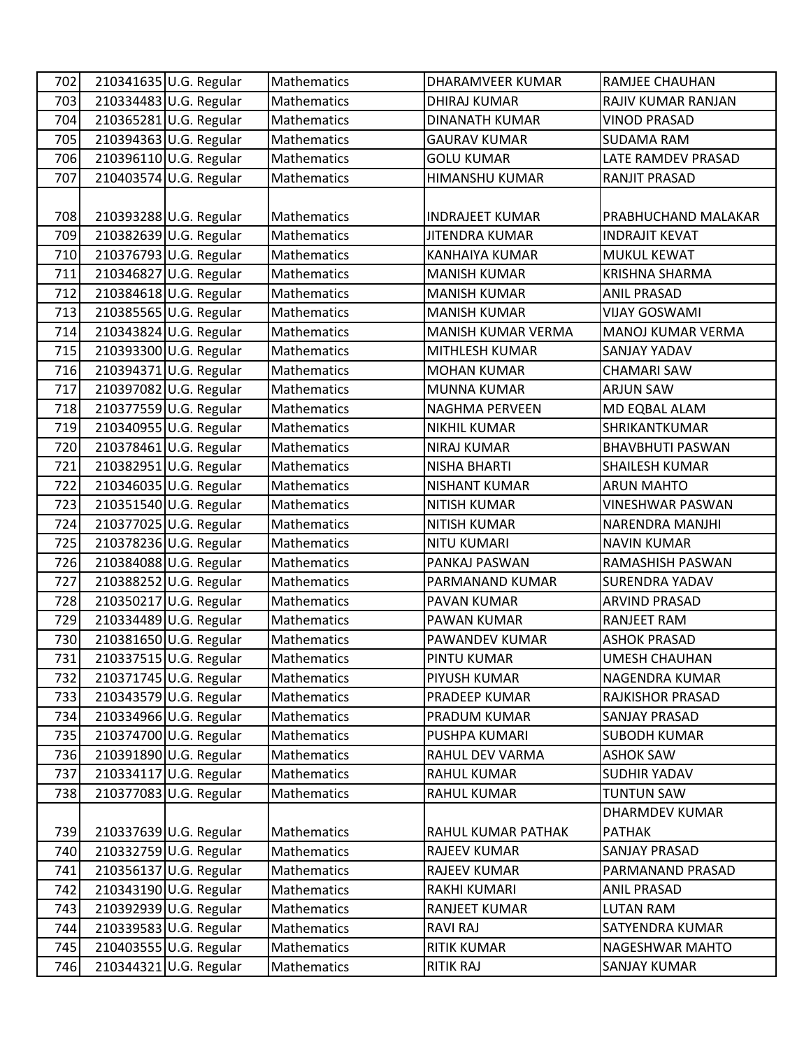| | | | | | |
|---|---|---|---|---|---|
| 702 | 210341635 | U.G. Regular | Mathematics | DHARAMVEER KUMAR | RAMJEE CHAUHAN |
| 703 | 210334483 | U.G. Regular | Mathematics | DHIRAJ KUMAR | RAJIV KUMAR RANJAN |
| 704 | 210365281 | U.G. Regular | Mathematics | DINANATH KUMAR | VINOD PRASAD |
| 705 | 210394363 | U.G. Regular | Mathematics | GAURAV KUMAR | SUDAMA RAM |
| 706 | 210396110 | U.G. Regular | Mathematics | GOLU KUMAR | LATE RAMDEV PRASAD |
| 707 | 210403574 | U.G. Regular | Mathematics | HIMANSHU KUMAR | RANJIT PRASAD |
| 708 | 210393288 | U.G. Regular | Mathematics | INDRAJEET KUMAR | PRABHUCHAND MALAKAR |
| 709 | 210382639 | U.G. Regular | Mathematics | JITENDRA KUMAR | INDRAJIT KEVAT |
| 710 | 210376793 | U.G. Regular | Mathematics | KANHAIYA KUMAR | MUKUL KEWAT |
| 711 | 210346827 | U.G. Regular | Mathematics | MANISH KUMAR | KRISHNA SHARMA |
| 712 | 210384618 | U.G. Regular | Mathematics | MANISH KUMAR | ANIL PRASAD |
| 713 | 210385565 | U.G. Regular | Mathematics | MANISH KUMAR | VIJAY GOSWAMI |
| 714 | 210343824 | U.G. Regular | Mathematics | MANISH KUMAR VERMA | MANOJ KUMAR VERMA |
| 715 | 210393300 | U.G. Regular | Mathematics | MITHLESH KUMAR | SANJAY YADAV |
| 716 | 210394371 | U.G. Regular | Mathematics | MOHAN KUMAR | CHAMARI SAW |
| 717 | 210397082 | U.G. Regular | Mathematics | MUNNA KUMAR | ARJUN SAW |
| 718 | 210377559 | U.G. Regular | Mathematics | NAGHMA PERVEEN | MD EQBAL ALAM |
| 719 | 210340955 | U.G. Regular | Mathematics | NIKHIL KUMAR | SHRIKANTKUMAR |
| 720 | 210378461 | U.G. Regular | Mathematics | NIRAJ KUMAR | BHAVBHUTI PASWAN |
| 721 | 210382951 | U.G. Regular | Mathematics | NISHA BHARTI | SHAILESH KUMAR |
| 722 | 210346035 | U.G. Regular | Mathematics | NISHANT KUMAR | ARUN MAHTO |
| 723 | 210351540 | U.G. Regular | Mathematics | NITISH KUMAR | VINESHWAR PASWAN |
| 724 | 210377025 | U.G. Regular | Mathematics | NITISH KUMAR | NARENDRA MANJHI |
| 725 | 210378236 | U.G. Regular | Mathematics | NITU KUMARI | NAVIN KUMAR |
| 726 | 210384088 | U.G. Regular | Mathematics | PANKAJ PASWAN | RAMASHISH PASWAN |
| 727 | 210388252 | U.G. Regular | Mathematics | PARMANAND KUMAR | SURENDRA YADAV |
| 728 | 210350217 | U.G. Regular | Mathematics | PAVAN KUMAR | ARVIND PRASAD |
| 729 | 210334489 | U.G. Regular | Mathematics | PAWAN KUMAR | RANJEET RAM |
| 730 | 210381650 | U.G. Regular | Mathematics | PAWANDEV KUMAR | ASHOK PRASAD |
| 731 | 210337515 | U.G. Regular | Mathematics | PINTU KUMAR | UMESH CHAUHAN |
| 732 | 210371745 | U.G. Regular | Mathematics | PIYUSH KUMAR | NAGENDRA KUMAR |
| 733 | 210343579 | U.G. Regular | Mathematics | PRADEEP KUMAR | RAJKISHOR PRASAD |
| 734 | 210334966 | U.G. Regular | Mathematics | PRADUM KUMAR | SANJAY PRASAD |
| 735 | 210374700 | U.G. Regular | Mathematics | PUSHPA KUMARI | SUBODH KUMAR |
| 736 | 210391890 | U.G. Regular | Mathematics | RAHUL DEV VARMA | ASHOK SAW |
| 737 | 210334117 | U.G. Regular | Mathematics | RAHUL KUMAR | SUDHIR YADAV |
| 738 | 210377083 | U.G. Regular | Mathematics | RAHUL KUMAR | TUNTUN SAW |
| 739 | 210337639 | U.G. Regular | Mathematics | RAHUL KUMAR PATHAK | DHARMDEV KUMAR PATHAK |
| 740 | 210332759 | U.G. Regular | Mathematics | RAJEEV KUMAR | SANJAY PRASAD |
| 741 | 210356137 | U.G. Regular | Mathematics | RAJEEV KUMAR | PARMANAND PRASAD |
| 742 | 210343190 | U.G. Regular | Mathematics | RAKHI KUMARI | ANIL PRASAD |
| 743 | 210392939 | U.G. Regular | Mathematics | RANJEET KUMAR | LUTAN RAM |
| 744 | 210339583 | U.G. Regular | Mathematics | RAVI RAJ | SATYENDRA KUMAR |
| 745 | 210403555 | U.G. Regular | Mathematics | RITIK KUMAR | NAGESHWAR MAHTO |
| 746 | 210344321 | U.G. Regular | Mathematics | RITIK RAJ | SANJAY KUMAR |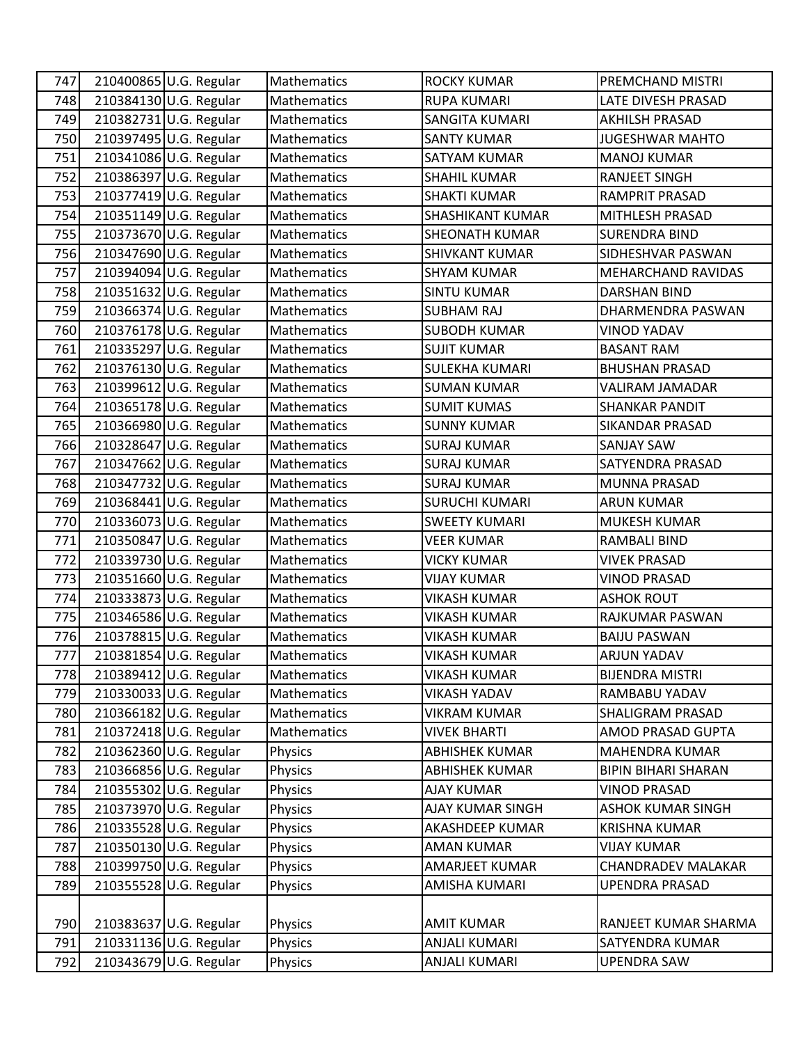| | | | | | |
|---|---|---|---|---|---|
| 747 | 210400865 | U.G. Regular | Mathematics | ROCKY KUMAR | PREMCHAND MISTRI |
| 748 | 210384130 | U.G. Regular | Mathematics | RUPA KUMARI | LATE DIVESH PRASAD |
| 749 | 210382731 | U.G. Regular | Mathematics | SANGITA KUMARI | AKHILSH PRASAD |
| 750 | 210397495 | U.G. Regular | Mathematics | SANTY KUMAR | JUGESHWAR MAHTO |
| 751 | 210341086 | U.G. Regular | Mathematics | SATYAM KUMAR | MANOJ KUMAR |
| 752 | 210386397 | U.G. Regular | Mathematics | SHAHIL KUMAR | RANJEET SINGH |
| 753 | 210377419 | U.G. Regular | Mathematics | SHAKTI KUMAR | RAMPRIT PRASAD |
| 754 | 210351149 | U.G. Regular | Mathematics | SHASHIKANT KUMAR | MITHLESH PRASAD |
| 755 | 210373670 | U.G. Regular | Mathematics | SHEONATH KUMAR | SURENDRA BIND |
| 756 | 210347690 | U.G. Regular | Mathematics | SHIVKANT KUMAR | SIDHESHVAR PASWAN |
| 757 | 210394094 | U.G. Regular | Mathematics | SHYAM KUMAR | MEHARCHAND RAVIDAS |
| 758 | 210351632 | U.G. Regular | Mathematics | SINTU KUMAR | DARSHAN BIND |
| 759 | 210366374 | U.G. Regular | Mathematics | SUBHAM RAJ | DHARMENDRA PASWAN |
| 760 | 210376178 | U.G. Regular | Mathematics | SUBODH KUMAR | VINOD YADAV |
| 761 | 210335297 | U.G. Regular | Mathematics | SUJIT KUMAR | BASANT RAM |
| 762 | 210376130 | U.G. Regular | Mathematics | SULEKHA KUMARI | BHUSHAN PRASAD |
| 763 | 210399612 | U.G. Regular | Mathematics | SUMAN KUMAR | VALIRAM JAMADAR |
| 764 | 210365178 | U.G. Regular | Mathematics | SUMIT KUMAS | SHANKAR PANDIT |
| 765 | 210366980 | U.G. Regular | Mathematics | SUNNY KUMAR | SIKANDAR PRASAD |
| 766 | 210328647 | U.G. Regular | Mathematics | SURAJ KUMAR | SANJAY SAW |
| 767 | 210347662 | U.G. Regular | Mathematics | SURAJ KUMAR | SATYENDRA PRASAD |
| 768 | 210347732 | U.G. Regular | Mathematics | SURAJ KUMAR | MUNNA PRASAD |
| 769 | 210368441 | U.G. Regular | Mathematics | SURUCHI KUMARI | ARUN KUMAR |
| 770 | 210336073 | U.G. Regular | Mathematics | SWEETY KUMARI | MUKESH KUMAR |
| 771 | 210350847 | U.G. Regular | Mathematics | VEER KUMAR | RAMBALI BIND |
| 772 | 210339730 | U.G. Regular | Mathematics | VICKY KUMAR | VIVEK PRASAD |
| 773 | 210351660 | U.G. Regular | Mathematics | VIJAY KUMAR | VINOD PRASAD |
| 774 | 210333873 | U.G. Regular | Mathematics | VIKASH KUMAR | ASHOK ROUT |
| 775 | 210346586 | U.G. Regular | Mathematics | VIKASH KUMAR | RAJKUMAR PASWAN |
| 776 | 210378815 | U.G. Regular | Mathematics | VIKASH KUMAR | BAIJU PASWAN |
| 777 | 210381854 | U.G. Regular | Mathematics | VIKASH KUMAR | ARJUN YADAV |
| 778 | 210389412 | U.G. Regular | Mathematics | VIKASH KUMAR | BIJENDRA MISTRI |
| 779 | 210330033 | U.G. Regular | Mathematics | VIKASH YADAV | RAMBABU YADAV |
| 780 | 210366182 | U.G. Regular | Mathematics | VIKRAM KUMAR | SHALIGRAM PRASAD |
| 781 | 210372418 | U.G. Regular | Mathematics | VIVEK BHARTI | AMOD PRASAD GUPTA |
| 782 | 210362360 | U.G. Regular | Physics | ABHISHEK KUMAR | MAHENDRA KUMAR |
| 783 | 210366856 | U.G. Regular | Physics | ABHISHEK KUMAR | BIPIN BIHARI SHARAN |
| 784 | 210355302 | U.G. Regular | Physics | AJAY KUMAR | VINOD PRASAD |
| 785 | 210373970 | U.G. Regular | Physics | AJAY KUMAR SINGH | ASHOK KUMAR SINGH |
| 786 | 210335528 | U.G. Regular | Physics | AKASHDEEP KUMAR | KRISHNA KUMAR |
| 787 | 210350130 | U.G. Regular | Physics | AMAN KUMAR | VIJAY KUMAR |
| 788 | 210399750 | U.G. Regular | Physics | AMARJEET KUMAR | CHANDRADEV MALAKAR |
| 789 | 210355528 | U.G. Regular | Physics | AMISHA KUMARI | UPENDRA PRASAD |
| 790 | 210383637 | U.G. Regular | Physics | AMIT KUMAR | RANJEET KUMAR SHARMA |
| 791 | 210331136 | U.G. Regular | Physics | ANJALI KUMARI | SATYENDRA KUMAR |
| 792 | 210343679 | U.G. Regular | Physics | ANJALI KUMARI | UPENDRA SAW |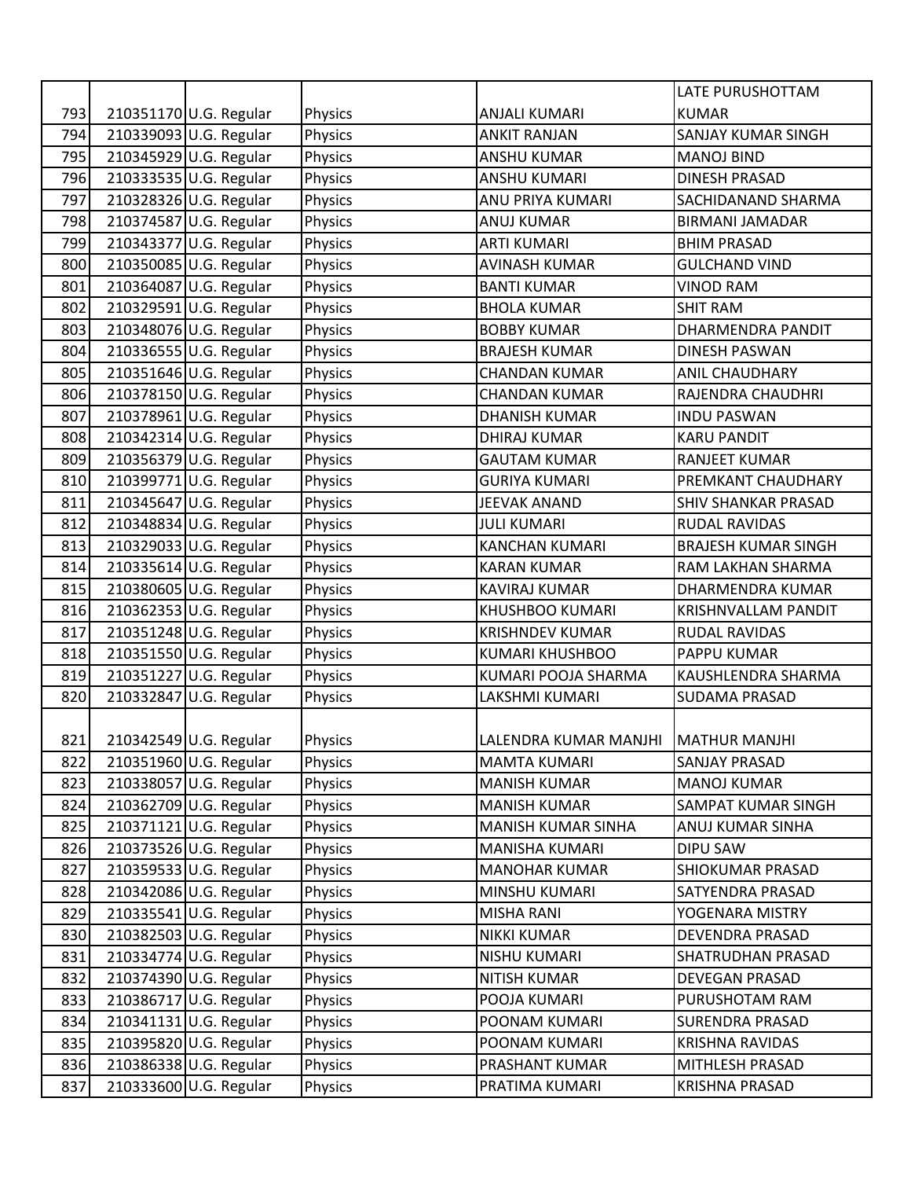| | | | | | |
|---|---|---|---|---|---|
| 793 | 210351170 | U.G. Regular | Physics | ANJALI KUMARI | LATE PURUSHOTTAM KUMAR |
| 794 | 210339093 | U.G. Regular | Physics | ANKIT RANJAN | SANJAY KUMAR SINGH |
| 795 | 210345929 | U.G. Regular | Physics | ANSHU KUMAR | MANOJ BIND |
| 796 | 210333535 | U.G. Regular | Physics | ANSHU KUMARI | DINESH PRASAD |
| 797 | 210328326 | U.G. Regular | Physics | ANU PRIYA KUMARI | SACHIDANAND SHARMA |
| 798 | 210374587 | U.G. Regular | Physics | ANUJ KUMAR | BIRMANI JAMADAR |
| 799 | 210343377 | U.G. Regular | Physics | ARTI KUMARI | BHIM PRASAD |
| 800 | 210350085 | U.G. Regular | Physics | AVINASH KUMAR | GULCHAND VIND |
| 801 | 210364087 | U.G. Regular | Physics | BANTI KUMAR | VINOD RAM |
| 802 | 210329591 | U.G. Regular | Physics | BHOLA KUMAR | SHIT RAM |
| 803 | 210348076 | U.G. Regular | Physics | BOBBY KUMAR | DHARMENDRA PANDIT |
| 804 | 210336555 | U.G. Regular | Physics | BRAJESH KUMAR | DINESH PASWAN |
| 805 | 210351646 | U.G. Regular | Physics | CHANDAN KUMAR | ANIL CHAUDHARY |
| 806 | 210378150 | U.G. Regular | Physics | CHANDAN KUMAR | RAJENDRA CHAUDHRI |
| 807 | 210378961 | U.G. Regular | Physics | DHANISH KUMAR | INDU PASWAN |
| 808 | 210342314 | U.G. Regular | Physics | DHIRAJ KUMAR | KARU PANDIT |
| 809 | 210356379 | U.G. Regular | Physics | GAUTAM KUMAR | RANJEET KUMAR |
| 810 | 210399771 | U.G. Regular | Physics | GURIYA KUMARI | PREMKANT CHAUDHARY |
| 811 | 210345647 | U.G. Regular | Physics | JEEVAK ANAND | SHIV SHANKAR PRASAD |
| 812 | 210348834 | U.G. Regular | Physics | JULI KUMARI | RUDAL RAVIDAS |
| 813 | 210329033 | U.G. Regular | Physics | KANCHAN KUMARI | BRAJESH KUMAR SINGH |
| 814 | 210335614 | U.G. Regular | Physics | KARAN KUMAR | RAM LAKHAN SHARMA |
| 815 | 210380605 | U.G. Regular | Physics | KAVIRAJ KUMAR | DHARMENDRA KUMAR |
| 816 | 210362353 | U.G. Regular | Physics | KHUSHBOO KUMARI | KRISHNVALLAM PANDIT |
| 817 | 210351248 | U.G. Regular | Physics | KRISHNDEV KUMAR | RUDAL RAVIDAS |
| 818 | 210351550 | U.G. Regular | Physics | KUMARI KHUSHBOO | PAPPU KUMAR |
| 819 | 210351227 | U.G. Regular | Physics | KUMARI POOJA SHARMA | KAUSHLENDRA SHARMA |
| 820 | 210332847 | U.G. Regular | Physics | LAKSHMI KUMARI | SUDAMA PRASAD |
| 821 | 210342549 | U.G. Regular | Physics | LALENDRA KUMAR MANJHI | MATHUR MANJHI |
| 822 | 210351960 | U.G. Regular | Physics | MAMTA KUMARI | SANJAY PRASAD |
| 823 | 210338057 | U.G. Regular | Physics | MANISH KUMAR | MANOJ KUMAR |
| 824 | 210362709 | U.G. Regular | Physics | MANISH KUMAR | SAMPAT KUMAR SINGH |
| 825 | 210371121 | U.G. Regular | Physics | MANISH KUMAR SINHA | ANUJ KUMAR SINHA |
| 826 | 210373526 | U.G. Regular | Physics | MANISHA KUMARI | DIPU SAW |
| 827 | 210359533 | U.G. Regular | Physics | MANOHAR KUMAR | SHIOKUMAR PRASAD |
| 828 | 210342086 | U.G. Regular | Physics | MINSHU KUMARI | SATYENDRA PRASAD |
| 829 | 210335541 | U.G. Regular | Physics | MISHA RANI | YOGENARA MISTRY |
| 830 | 210382503 | U.G. Regular | Physics | NIKKI KUMAR | DEVENDRA PRASAD |
| 831 | 210334774 | U.G. Regular | Physics | NISHU KUMARI | SHATRUDHAN PRASAD |
| 832 | 210374390 | U.G. Regular | Physics | NITISH KUMAR | DEVEGAN PRASAD |
| 833 | 210386717 | U.G. Regular | Physics | POOJA KUMARI | PURUSHOTAM RAM |
| 834 | 210341131 | U.G. Regular | Physics | POONAM KUMARI | SURENDRA PRASAD |
| 835 | 210395820 | U.G. Regular | Physics | POONAM KUMARI | KRISHNA RAVIDAS |
| 836 | 210386338 | U.G. Regular | Physics | PRASHANT KUMAR | MITHLESH PRASAD |
| 837 | 210333600 | U.G. Regular | Physics | PRATIMA KUMARI | KRISHNA PRASAD |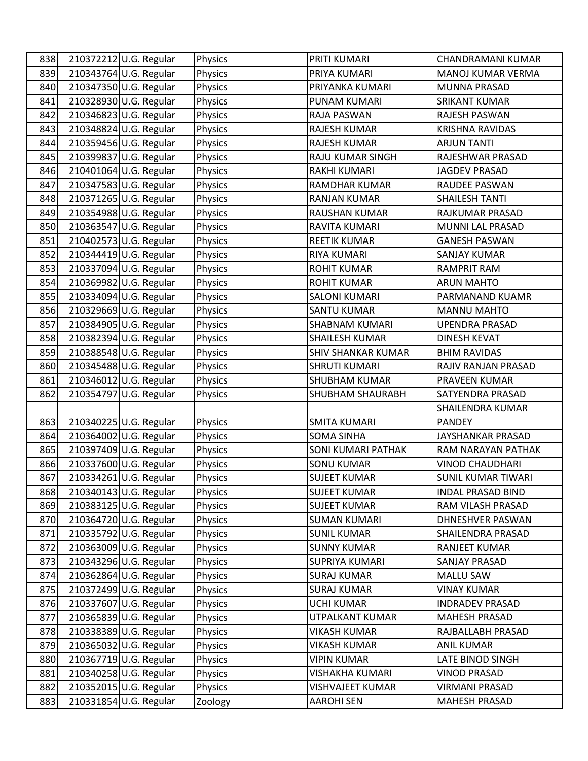| 838 | 210372212 | U.G. Regular | Physics | PRITI KUMARI | CHANDRAMANI KUMAR |
|---|---|---|---|---|---|
| 839 | 210343764 | U.G. Regular | Physics | PRIYA KUMARI | MANOJ KUMAR VERMA |
| 840 | 210347350 | U.G. Regular | Physics | PRIYANKA KUMARI | MUNNA PRASAD |
| 841 | 210328930 | U.G. Regular | Physics | PUNAM KUMARI | SRIKANT KUMAR |
| 842 | 210346823 | U.G. Regular | Physics | RAJA PASWAN | RAJESH PASWAN |
| 843 | 210348824 | U.G. Regular | Physics | RAJESH KUMAR | KRISHNA RAVIDAS |
| 844 | 210359456 | U.G. Regular | Physics | RAJESH KUMAR | ARJUN TANTI |
| 845 | 210399837 | U.G. Regular | Physics | RAJU KUMAR SINGH | RAJESHWAR PRASAD |
| 846 | 210401064 | U.G. Regular | Physics | RAKHI KUMARI | JAGDEV PRASAD |
| 847 | 210347583 | U.G. Regular | Physics | RAMDHAR KUMAR | RAUDEE PASWAN |
| 848 | 210371265 | U.G. Regular | Physics | RANJAN KUMAR | SHAILESH TANTI |
| 849 | 210354988 | U.G. Regular | Physics | RAUSHAN KUMAR | RAJKUMAR PRASAD |
| 850 | 210363547 | U.G. Regular | Physics | RAVITA KUMARI | MUNNI LAL PRASAD |
| 851 | 210402573 | U.G. Regular | Physics | REETIK KUMAR | GANESH PASWAN |
| 852 | 210344419 | U.G. Regular | Physics | RIYA KUMARI | SANJAY KUMAR |
| 853 | 210337094 | U.G. Regular | Physics | ROHIT KUMAR | RAMPRIT RAM |
| 854 | 210369982 | U.G. Regular | Physics | ROHIT KUMAR | ARUN MAHTO |
| 855 | 210334094 | U.G. Regular | Physics | SALONI KUMARI | PARMANAND KUAMR |
| 856 | 210329669 | U.G. Regular | Physics | SANTU KUMAR | MANNU MAHTO |
| 857 | 210384905 | U.G. Regular | Physics | SHABNAM KUMARI | UPENDRA PRASAD |
| 858 | 210382394 | U.G. Regular | Physics | SHAILESH KUMAR | DINESH KEVAT |
| 859 | 210388548 | U.G. Regular | Physics | SHIV SHANKAR KUMAR | BHIM RAVIDAS |
| 860 | 210345488 | U.G. Regular | Physics | SHRUTI KUMARI | RAJIV RANJAN PRASAD |
| 861 | 210346012 | U.G. Regular | Physics | SHUBHAM KUMAR | PRAVEEN KUMAR |
| 862 | 210354797 | U.G. Regular | Physics | SHUBHAM SHAURABH | SATYENDRA PRASAD |
| 863 | 210340225 | U.G. Regular | Physics | SMITA KUMARI | SHAILENDRA KUMAR PANDEY |
| 864 | 210364002 | U.G. Regular | Physics | SOMA SINHA | JAYSHANKAR PRASAD |
| 865 | 210397409 | U.G. Regular | Physics | SONI KUMARI PATHAK | RAM NARAYAN PATHAK |
| 866 | 210337600 | U.G. Regular | Physics | SONU KUMAR | VINOD CHAUDHARI |
| 867 | 210334261 | U.G. Regular | Physics | SUJEET KUMAR | SUNIL KUMAR TIWARI |
| 868 | 210340143 | U.G. Regular | Physics | SUJEET KUMAR | INDAL PRASAD BIND |
| 869 | 210383125 | U.G. Regular | Physics | SUJEET KUMAR | RAM VILASH PRASAD |
| 870 | 210364720 | U.G. Regular | Physics | SUMAN KUMARI | DHNESHVER PASWAN |
| 871 | 210335792 | U.G. Regular | Physics | SUNIL KUMAR | SHAILENDRA PRASAD |
| 872 | 210363009 | U.G. Regular | Physics | SUNNY KUMAR | RANJEET KUMAR |
| 873 | 210343296 | U.G. Regular | Physics | SUPRIYA KUMARI | SANJAY PRASAD |
| 874 | 210362864 | U.G. Regular | Physics | SURAJ KUMAR | MALLU SAW |
| 875 | 210372499 | U.G. Regular | Physics | SURAJ KUMAR | VINAY KUMAR |
| 876 | 210337607 | U.G. Regular | Physics | UCHI KUMAR | INDRADEV PRASAD |
| 877 | 210365839 | U.G. Regular | Physics | UTPALKANT KUMAR | MAHESH PRASAD |
| 878 | 210338389 | U.G. Regular | Physics | VIKASH KUMAR | RAJBALLABH PRASAD |
| 879 | 210365032 | U.G. Regular | Physics | VIKASH KUMAR | ANIL KUMAR |
| 880 | 210367719 | U.G. Regular | Physics | VIPIN KUMAR | LATE BINOD SINGH |
| 881 | 210340258 | U.G. Regular | Physics | VISHAKHA KUMARI | VINOD PRASAD |
| 882 | 210352015 | U.G. Regular | Physics | VISHVAJEET KUMAR | VIRMANI PRASAD |
| 883 | 210331854 | U.G. Regular | Zoology | AAROHI SEN | MAHESH PRASAD |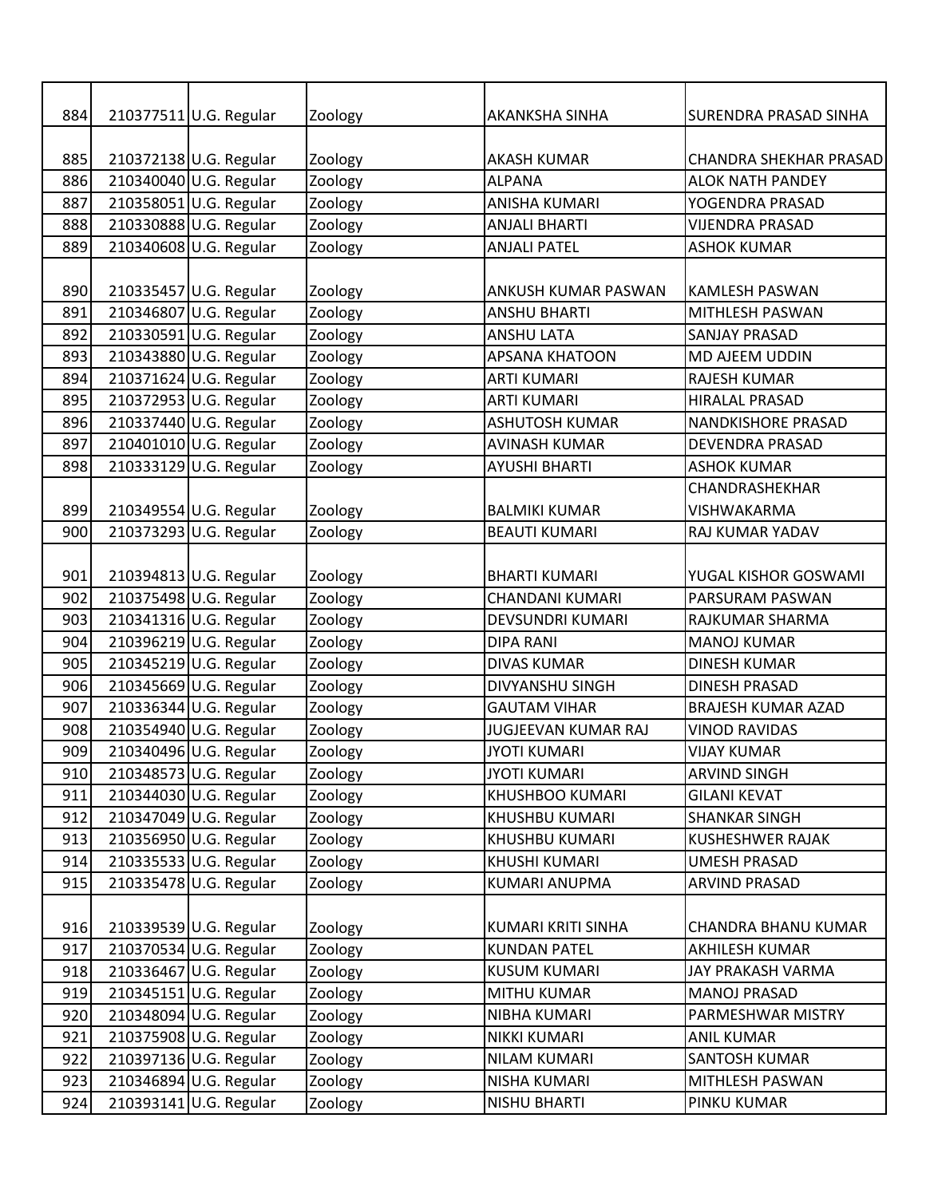| | | | | | |
|---|---|---|---|---|---|
| 884 | 210377511 | U.G. Regular | Zoology | AKANKSHA SINHA | SURENDRA PRASAD SINHA |
| 885 | 210372138 | U.G. Regular | Zoology | AKASH KUMAR | CHANDRA SHEKHAR PRASAD |
| 886 | 210340040 | U.G. Regular | Zoology | ALPANA | ALOK NATH PANDEY |
| 887 | 210358051 | U.G. Regular | Zoology | ANISHA KUMARI | YOGENDRA PRASAD |
| 888 | 210330888 | U.G. Regular | Zoology | ANJALI BHARTI | VIJENDRA PRASAD |
| 889 | 210340608 | U.G. Regular | Zoology | ANJALI PATEL | ASHOK KUMAR |
| 890 | 210335457 | U.G. Regular | Zoology | ANKUSH KUMAR PASWAN | KAMLESH PASWAN |
| 891 | 210346807 | U.G. Regular | Zoology | ANSHU BHARTI | MITHLESH PASWAN |
| 892 | 210330591 | U.G. Regular | Zoology | ANSHU LATA | SANJAY PRASAD |
| 893 | 210343880 | U.G. Regular | Zoology | APSANA KHATOON | MD AJEEM UDDIN |
| 894 | 210371624 | U.G. Regular | Zoology | ARTI KUMARI | RAJESH KUMAR |
| 895 | 210372953 | U.G. Regular | Zoology | ARTI KUMARI | HIRALAL PRASAD |
| 896 | 210337440 | U.G. Regular | Zoology | ASHUTOSH KUMAR | NANDKISHORE PRASAD |
| 897 | 210401010 | U.G. Regular | Zoology | AVINASH KUMAR | DEVENDRA PRASAD |
| 898 | 210333129 | U.G. Regular | Zoology | AYUSHI BHARTI | ASHOK KUMAR |
| 899 | 210349554 | U.G. Regular | Zoology | BALMIKI KUMAR | CHANDRASHEKHAR VISHWAKARMA |
| 900 | 210373293 | U.G. Regular | Zoology | BEAUTI KUMARI | RAJ KUMAR YADAV |
| 901 | 210394813 | U.G. Regular | Zoology | BHARTI KUMARI | YUGAL KISHOR GOSWAMI |
| 902 | 210375498 | U.G. Regular | Zoology | CHANDANI KUMARI | PARSURAM PASWAN |
| 903 | 210341316 | U.G. Regular | Zoology | DEVSUNDRI KUMARI | RAJKUMAR SHARMA |
| 904 | 210396219 | U.G. Regular | Zoology | DIPA RANI | MANOJ KUMAR |
| 905 | 210345219 | U.G. Regular | Zoology | DIVAS KUMAR | DINESH KUMAR |
| 906 | 210345669 | U.G. Regular | Zoology | DIVYANSHU SINGH | DINESH PRASAD |
| 907 | 210336344 | U.G. Regular | Zoology | GAUTAM VIHAR | BRAJESH KUMAR AZAD |
| 908 | 210354940 | U.G. Regular | Zoology | JUGJEEVAN KUMAR RAJ | VINOD RAVIDAS |
| 909 | 210340496 | U.G. Regular | Zoology | JYOTI KUMARI | VIJAY KUMAR |
| 910 | 210348573 | U.G. Regular | Zoology | JYOTI KUMARI | ARVIND SINGH |
| 911 | 210344030 | U.G. Regular | Zoology | KHUSHBOO KUMARI | GILANI KEVAT |
| 912 | 210347049 | U.G. Regular | Zoology | KHUSHBU KUMARI | SHANKAR SINGH |
| 913 | 210356950 | U.G. Regular | Zoology | KHUSHBU KUMARI | KUSHESHWER RAJAK |
| 914 | 210335533 | U.G. Regular | Zoology | KHUSHI KUMARI | UMESH PRASAD |
| 915 | 210335478 | U.G. Regular | Zoology | KUMARI ANUPMA | ARVIND PRASAD |
| 916 | 210339539 | U.G. Regular | Zoology | KUMARI KRITI SINHA | CHANDRA BHANU KUMAR |
| 917 | 210370534 | U.G. Regular | Zoology | KUNDAN PATEL | AKHILESH KUMAR |
| 918 | 210336467 | U.G. Regular | Zoology | KUSUM KUMARI | JAY PRAKASH VARMA |
| 919 | 210345151 | U.G. Regular | Zoology | MITHU KUMAR | MANOJ PRASAD |
| 920 | 210348094 | U.G. Regular | Zoology | NIBHA KUMARI | PARMESHWAR MISTRY |
| 921 | 210375908 | U.G. Regular | Zoology | NIKKI KUMARI | ANIL KUMAR |
| 922 | 210397136 | U.G. Regular | Zoology | NILAM KUMARI | SANTOSH KUMAR |
| 923 | 210346894 | U.G. Regular | Zoology | NISHA KUMARI | MITHLESH PASWAN |
| 924 | 210393141 | U.G. Regular | Zoology | NISHU BHARTI | PINKU KUMAR |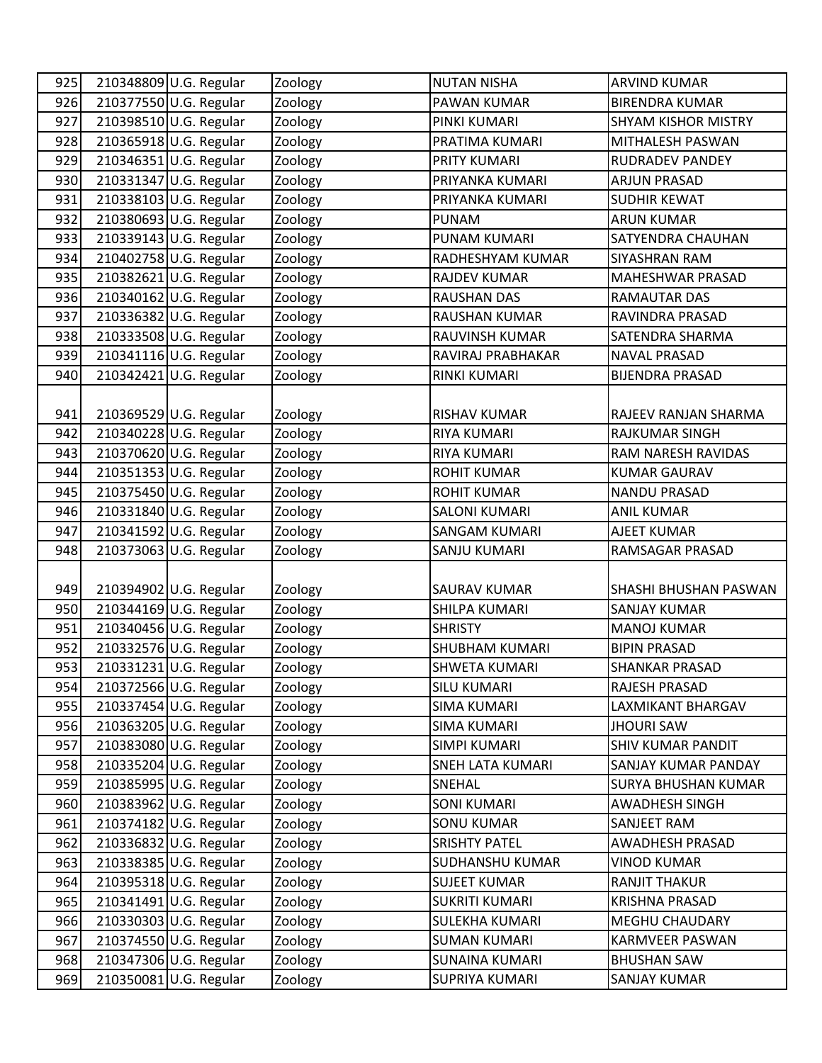| | | | | | |
|---|---|---|---|---|---|
| 925 | 210348809 | U.G. Regular | Zoology | NUTAN NISHA | ARVIND KUMAR |
| 926 | 210377550 | U.G. Regular | Zoology | PAWAN KUMAR | BIRENDRA KUMAR |
| 927 | 210398510 | U.G. Regular | Zoology | PINKI KUMARI | SHYAM KISHOR MISTRY |
| 928 | 210365918 | U.G. Regular | Zoology | PRATIMA KUMARI | MITHALESH PASWAN |
| 929 | 210346351 | U.G. Regular | Zoology | PRITY KUMARI | RUDRADEV PANDEY |
| 930 | 210331347 | U.G. Regular | Zoology | PRIYANKA KUMARI | ARJUN PRASAD |
| 931 | 210338103 | U.G. Regular | Zoology | PRIYANKA KUMARI | SUDHIR KEWAT |
| 932 | 210380693 | U.G. Regular | Zoology | PUNAM | ARUN KUMAR |
| 933 | 210339143 | U.G. Regular | Zoology | PUNAM KUMARI | SATYENDRA CHAUHAN |
| 934 | 210402758 | U.G. Regular | Zoology | RADHESHYAM KUMAR | SIYASHRAN RAM |
| 935 | 210382621 | U.G. Regular | Zoology | RAJDEV KUMAR | MAHESHWAR PRASAD |
| 936 | 210340162 | U.G. Regular | Zoology | RAUSHAN DAS | RAMAUTAR DAS |
| 937 | 210336382 | U.G. Regular | Zoology | RAUSHAN KUMAR | RAVINDRA PRASAD |
| 938 | 210333508 | U.G. Regular | Zoology | RAUVINSH KUMAR | SATENDRA SHARMA |
| 939 | 210341116 | U.G. Regular | Zoology | RAVIRAJ PRABHAKAR | NAVAL PRASAD |
| 940 | 210342421 | U.G. Regular | Zoology | RINKI KUMARI | BIJENDRA PRASAD |
| 941 | 210369529 | U.G. Regular | Zoology | RISHAV KUMAR | RAJEEV RANJAN SHARMA |
| 942 | 210340228 | U.G. Regular | Zoology | RIYA KUMARI | RAJKUMAR SINGH |
| 943 | 210370620 | U.G. Regular | Zoology | RIYA KUMARI | RAM NARESH RAVIDAS |
| 944 | 210351353 | U.G. Regular | Zoology | ROHIT KUMAR | KUMAR GAURAV |
| 945 | 210375450 | U.G. Regular | Zoology | ROHIT KUMAR | NANDU PRASAD |
| 946 | 210331840 | U.G. Regular | Zoology | SALONI KUMARI | ANIL KUMAR |
| 947 | 210341592 | U.G. Regular | Zoology | SANGAM KUMARI | AJEET KUMAR |
| 948 | 210373063 | U.G. Regular | Zoology | SANJU KUMARI | RAMSAGAR PRASAD |
| 949 | 210394902 | U.G. Regular | Zoology | SAURAV KUMAR | SHASHI BHUSHAN PASWAN |
| 950 | 210344169 | U.G. Regular | Zoology | SHILPA KUMARI | SANJAY KUMAR |
| 951 | 210340456 | U.G. Regular | Zoology | SHRISTY | MANOJ KUMAR |
| 952 | 210332576 | U.G. Regular | Zoology | SHUBHAM KUMARI | BIPIN PRASAD |
| 953 | 210331231 | U.G. Regular | Zoology | SHWETA KUMARI | SHANKAR PRASAD |
| 954 | 210372566 | U.G. Regular | Zoology | SILU KUMARI | RAJESH PRASAD |
| 955 | 210337454 | U.G. Regular | Zoology | SIMA KUMARI | LAXMIKANT BHARGAV |
| 956 | 210363205 | U.G. Regular | Zoology | SIMA KUMARI | JHOURI SAW |
| 957 | 210383080 | U.G. Regular | Zoology | SIMPI KUMARI | SHIV KUMAR PANDIT |
| 958 | 210335204 | U.G. Regular | Zoology | SNEH LATA KUMARI | SANJAY KUMAR PANDAY |
| 959 | 210385995 | U.G. Regular | Zoology | SNEHAL | SURYA BHUSHAN KUMAR |
| 960 | 210383962 | U.G. Regular | Zoology | SONI KUMARI | AWADHESH SINGH |
| 961 | 210374182 | U.G. Regular | Zoology | SONU KUMAR | SANJEET RAM |
| 962 | 210336832 | U.G. Regular | Zoology | SRISHTY PATEL | AWADHESH PRASAD |
| 963 | 210338385 | U.G. Regular | Zoology | SUDHANSHU KUMAR | VINOD KUMAR |
| 964 | 210395318 | U.G. Regular | Zoology | SUJEET KUMAR | RANJIT THAKUR |
| 965 | 210341491 | U.G. Regular | Zoology | SUKRITI KUMARI | KRISHNA PRASAD |
| 966 | 210330303 | U.G. Regular | Zoology | SULEKHA KUMARI | MEGHU CHAUDARY |
| 967 | 210374550 | U.G. Regular | Zoology | SUMAN KUMARI | KARMVEER PASWAN |
| 968 | 210347306 | U.G. Regular | Zoology | SUNAINA KUMARI | BHUSHAN SAW |
| 969 | 210350081 | U.G. Regular | Zoology | SUPRIYA KUMARI | SANJAY KUMAR |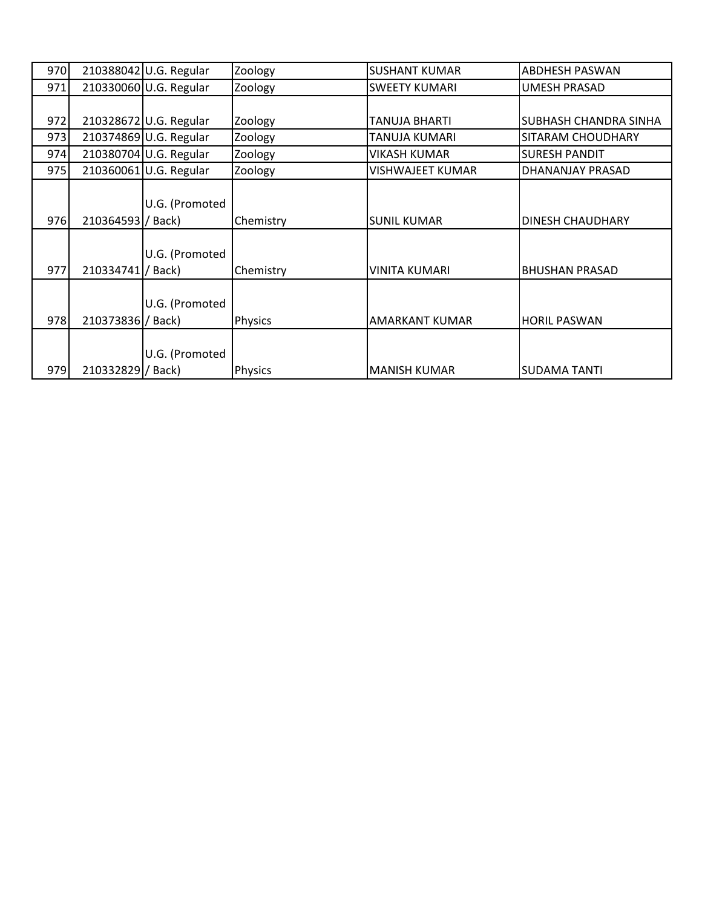| | | | | | |
|---|---|---|---|---|---|
| 970 | 210388042 | U.G. Regular | Zoology | SUSHANT KUMAR | ABDHESH PASWAN |
| 971 | 210330060 | U.G. Regular | Zoology | SWEETY KUMARI | UMESH PRASAD |
| 972 | 210328672 | U.G. Regular | Zoology | TANUJA BHARTI | SUBHASH CHANDRA SINHA |
| 973 | 210374869 | U.G. Regular | Zoology | TANUJA KUMARI | SITARAM CHOUDHARY |
| 974 | 210380704 | U.G. Regular | Zoology | VIKASH KUMAR | SURESH PANDIT |
| 975 | 210360061 | U.G. Regular | Zoology | VISHWAJEET KUMAR | DHANANJAY PRASAD |
| 976 | 210364593 | U.G. (Promoted / Back) | Chemistry | SUNIL KUMAR | DINESH CHAUDHARY |
| 977 | 210334741 | U.G. (Promoted / Back) | Chemistry | VINITA KUMARI | BHUSHAN PRASAD |
| 978 | 210373836 | U.G. (Promoted / Back) | Physics | AMARKANT KUMAR | HORIL PASWAN |
| 979 | 210332829 | U.G. (Promoted / Back) | Physics | MANISH KUMAR | SUDAMA TANTI |